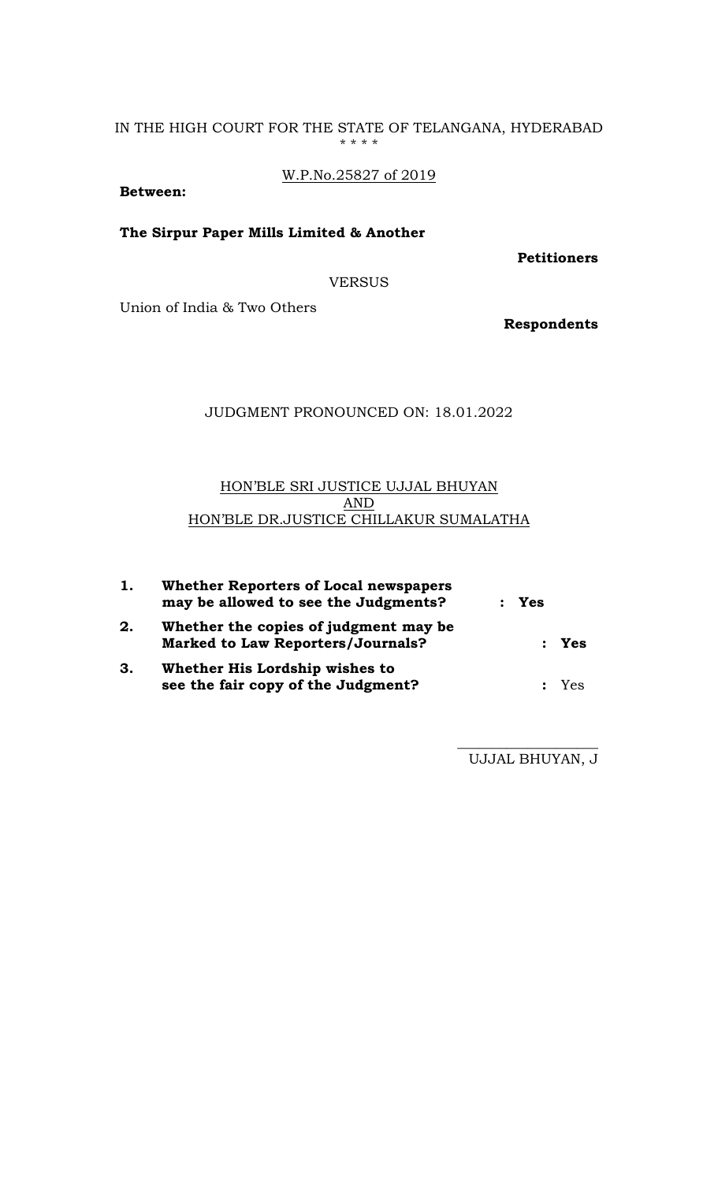IN THE HIGH COURT FOR THE STATE OF TELANGANA, HYDERABAD

\* \* \* \*

W.P.No.25827 of 2019

**Between:**

**The Sirpur Paper Mills Limited & Another**

**Petitioners**

VERSUS

Union of India & Two Others

**Respondents**

JUDGMENT PRONOUNCED ON: 18.01.2022

HON'BLE SRI JUSTICE UJJAL BHUYAN

AND

HON'BLE DR.JUSTICE CHILLAKUR SUMALATHA

| | | |
|---|---|---|
| **1.** | **Whether Reporters of Local newspapers may be allowed to see the Judgments?** | **: Yes** |
| **2.** | **Whether the copies of judgment may be Marked to Law Reporters/Journals?** | **: Yes** |
| **3.** | **Whether His Lordship wishes to see the fair copy of the Judgment?** | **:** Yes |

\_\_\_\_\_\_\_\_\_\_\_\_\_\_\_\_\_\_\_

UJJAL BHUYAN, J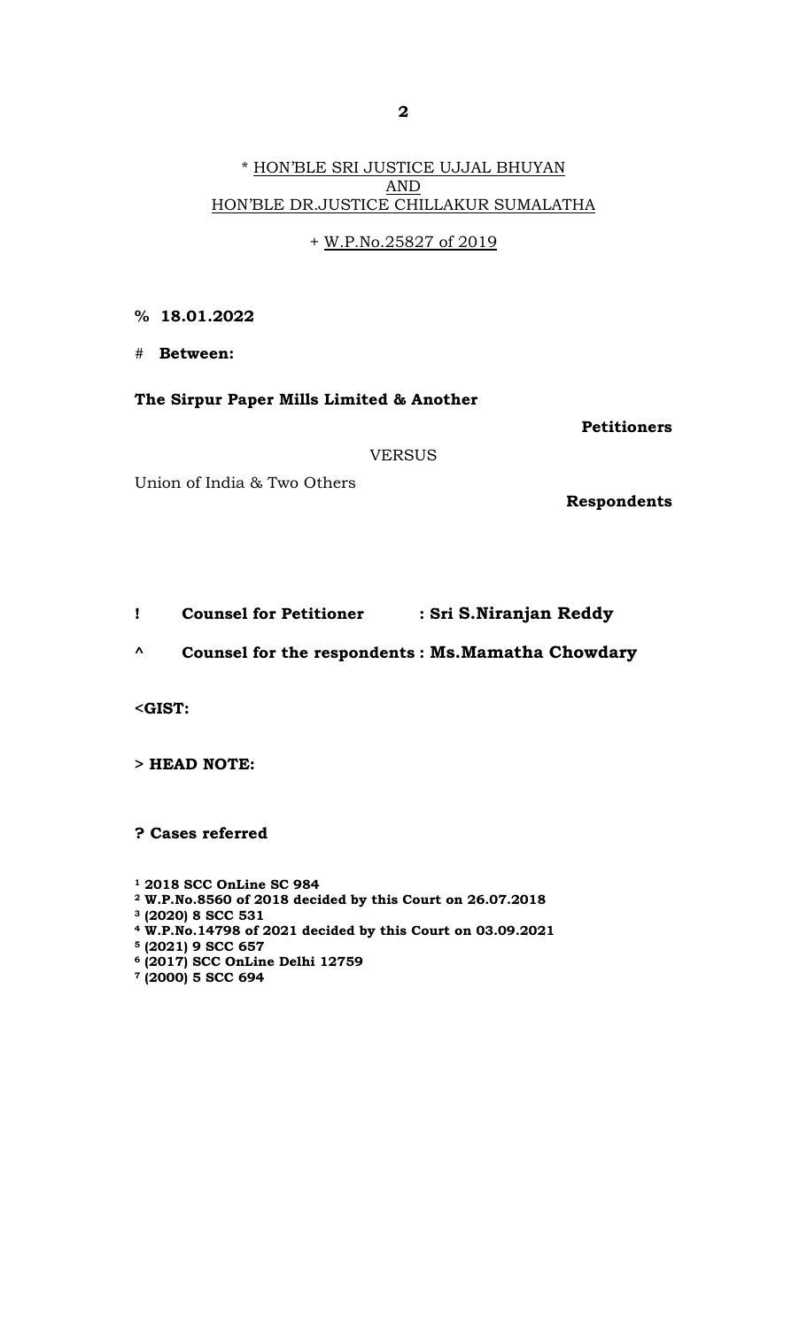\* HON'BLE SRI JUSTICE UJJAL BHUYAN
AND
HON'BLE DR.JUSTICE CHILLAKUR SUMALATHA

\+ W.P.No.25827 of 2019

**% 18.01.2022**

\# **Between:**

**The Sirpur Paper Mills Limited & Another**

**Petitioners**

VERSUS

Union of India & Two Others

**Respondents**

**! Counsel for Petitioner : Sri S.Niranjan Reddy**

**^ Counsel for the respondents : Ms.Mamatha Chowdary**

**<GIST:**

**> HEAD NOTE:**

**? Cases referred**

**[1] 2018 SCC OnLine SC 984**
**[2] W.P.No.8560 of 2018 decided by this Court on 26.07.2018**
**[3] (2020) 8 SCC 531**
**[4] W.P.No.14798 of 2021 decided by this Court on 03.09.2021**
**[5] (2021) 9 SCC 657**
**[6] (2017) SCC OnLine Delhi 12759**
**[7] (2000) 5 SCC 694**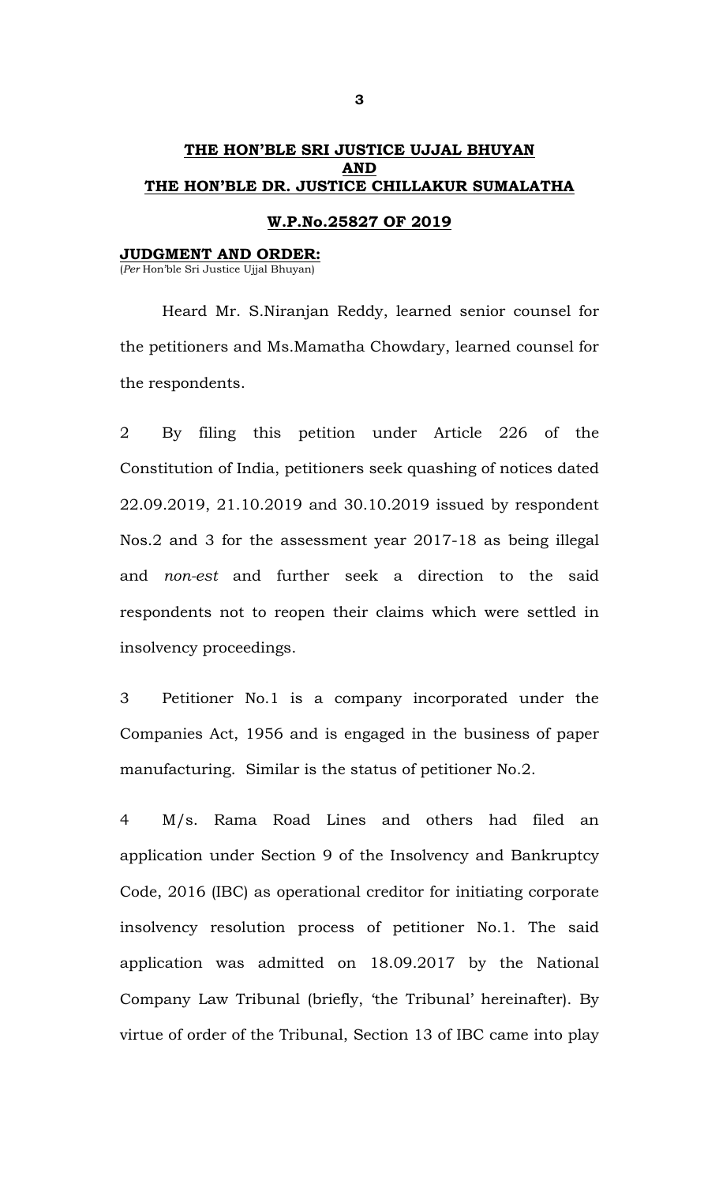**THE HON'BLE SRI JUSTICE UJJAL BHUYAN**
**AND**
**THE HON'BLE DR. JUSTICE CHILLAKUR SUMALATHA**

**W.P.No.25827 OF 2019**

**JUDGMENT AND ORDER:**
(*Per* Hon'ble Sri Justice Ujjal Bhuyan)

Heard Mr. S.Niranjan Reddy, learned senior counsel for the petitioners and Ms.Mamatha Chowdary, learned counsel for the respondents.

2 By filing this petition under Article 226 of the Constitution of India, petitioners seek quashing of notices dated 22.09.2019, 21.10.2019 and 30.10.2019 issued by respondent Nos.2 and 3 for the assessment year 2017-18 as being illegal and *non-est* and further seek a direction to the said respondents not to reopen their claims which were settled in insolvency proceedings.

3 Petitioner No.1 is a company incorporated under the Companies Act, 1956 and is engaged in the business of paper manufacturing. Similar is the status of petitioner No.2.

4 M/s. Rama Road Lines and others had filed an application under Section 9 of the Insolvency and Bankruptcy Code, 2016 (IBC) as operational creditor for initiating corporate insolvency resolution process of petitioner No.1. The said application was admitted on 18.09.2017 by the National Company Law Tribunal (briefly, 'the Tribunal' hereinafter). By virtue of order of the Tribunal, Section 13 of IBC came into play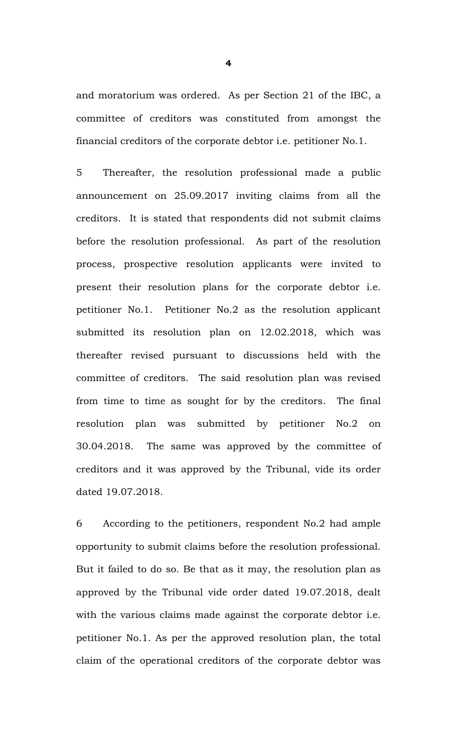and moratorium was ordered. As per Section 21 of the IBC, a committee of creditors was constituted from amongst the financial creditors of the corporate debtor i.e. petitioner No.1.

5 Thereafter, the resolution professional made a public announcement on 25.09.2017 inviting claims from all the creditors. It is stated that respondents did not submit claims before the resolution professional. As part of the resolution process, prospective resolution applicants were invited to present their resolution plans for the corporate debtor i.e. petitioner No.1. Petitioner No.2 as the resolution applicant submitted its resolution plan on 12.02.2018, which was thereafter revised pursuant to discussions held with the committee of creditors. The said resolution plan was revised from time to time as sought for by the creditors. The final resolution plan was submitted by petitioner No.2 on 30.04.2018. The same was approved by the committee of creditors and it was approved by the Tribunal, vide its order dated 19.07.2018.

6 According to the petitioners, respondent No.2 had ample opportunity to submit claims before the resolution professional. But it failed to do so. Be that as it may, the resolution plan as approved by the Tribunal vide order dated 19.07.2018, dealt with the various claims made against the corporate debtor i.e. petitioner No.1. As per the approved resolution plan, the total claim of the operational creditors of the corporate debtor was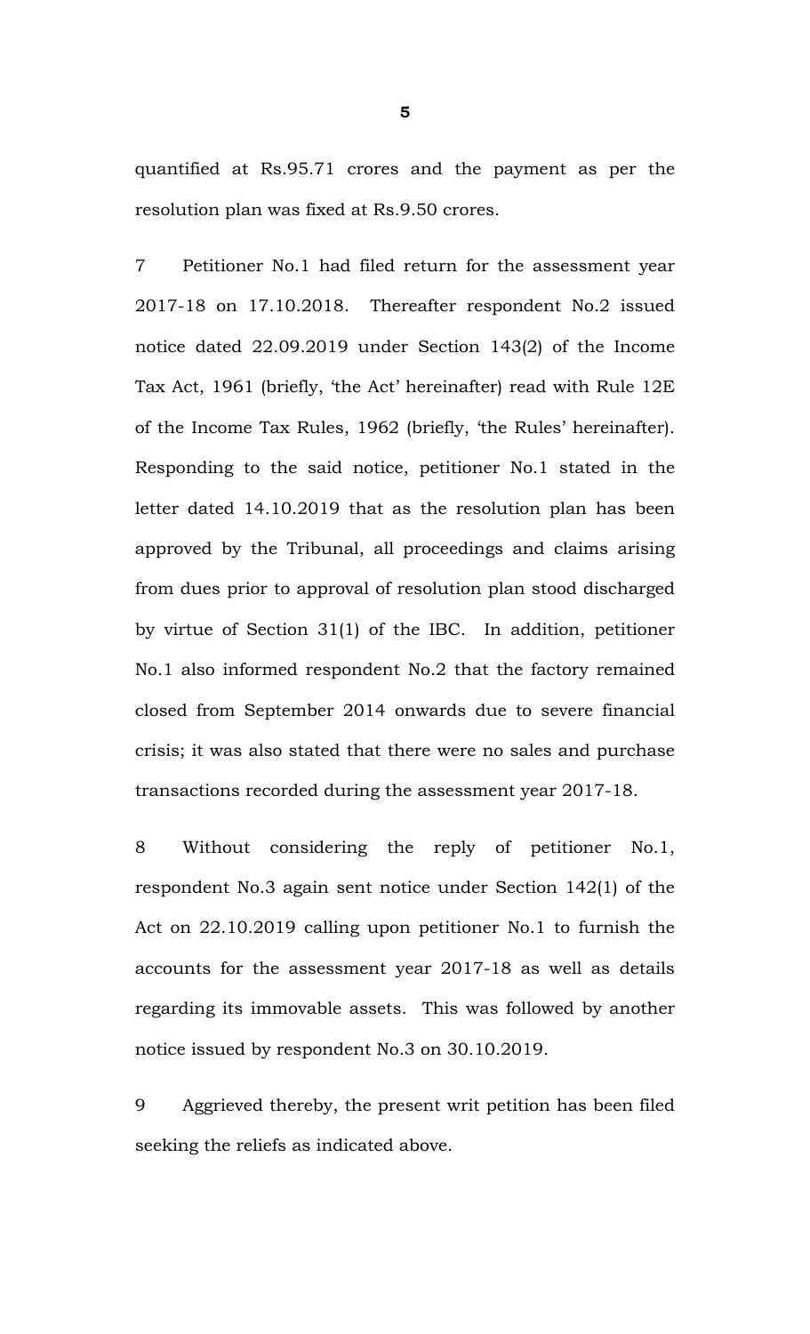quantified at Rs.95.71 crores and the payment as per the resolution plan was fixed at Rs.9.50 crores.

7 Petitioner No.1 had filed return for the assessment year 2017-18 on 17.10.2018. Thereafter respondent No.2 issued notice dated 22.09.2019 under Section 143(2) of the Income Tax Act, 1961 (briefly, 'the Act' hereinafter) read with Rule 12E of the Income Tax Rules, 1962 (briefly, 'the Rules' hereinafter). Responding to the said notice, petitioner No.1 stated in the letter dated 14.10.2019 that as the resolution plan has been approved by the Tribunal, all proceedings and claims arising from dues prior to approval of resolution plan stood discharged by virtue of Section 31(1) of the IBC. In addition, petitioner No.1 also informed respondent No.2 that the factory remained closed from September 2014 onwards due to severe financial crisis; it was also stated that there were no sales and purchase transactions recorded during the assessment year 2017-18.

8 Without considering the reply of petitioner No.1, respondent No.3 again sent notice under Section 142(1) of the Act on 22.10.2019 calling upon petitioner No.1 to furnish the accounts for the assessment year 2017-18 as well as details regarding its immovable assets. This was followed by another notice issued by respondent No.3 on 30.10.2019.

9 Aggrieved thereby, the present writ petition has been filed seeking the reliefs as indicated above.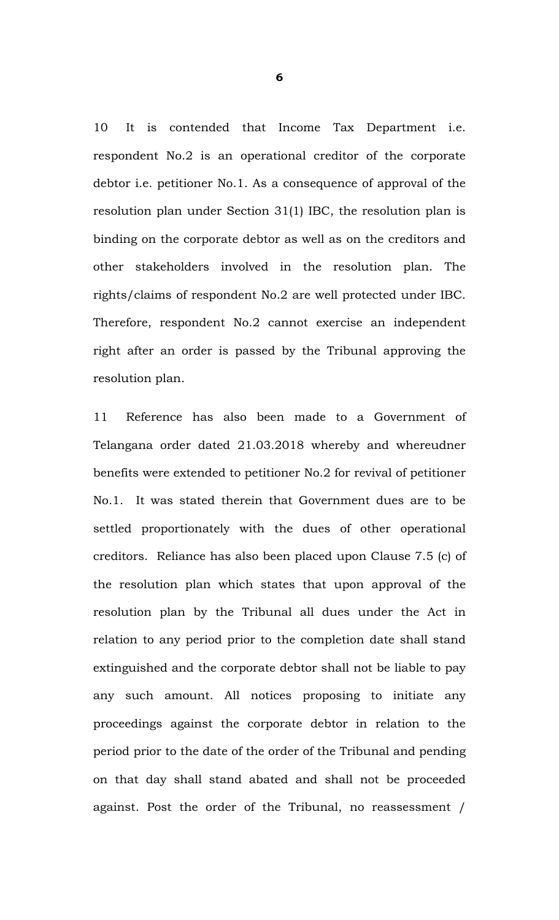10 It is contended that Income Tax Department i.e. respondent No.2 is an operational creditor of the corporate debtor i.e. petitioner No.1. As a consequence of approval of the resolution plan under Section 31(1) IBC, the resolution plan is binding on the corporate debtor as well as on the creditors and other stakeholders involved in the resolution plan. The rights/claims of respondent No.2 are well protected under IBC. Therefore, respondent No.2 cannot exercise an independent right after an order is passed by the Tribunal approving the resolution plan.

11 Reference has also been made to a Government of Telangana order dated 21.03.2018 whereby and whereudner benefits were extended to petitioner No.2 for revival of petitioner No.1. It was stated therein that Government dues are to be settled proportionately with the dues of other operational creditors. Reliance has also been placed upon Clause 7.5 (c) of the resolution plan which states that upon approval of the resolution plan by the Tribunal all dues under the Act in relation to any period prior to the completion date shall stand extinguished and the corporate debtor shall not be liable to pay any such amount. All notices proposing to initiate any proceedings against the corporate debtor in relation to the period prior to the date of the order of the Tribunal and pending on that day shall stand abated and shall not be proceeded against. Post the order of the Tribunal, no reassessment /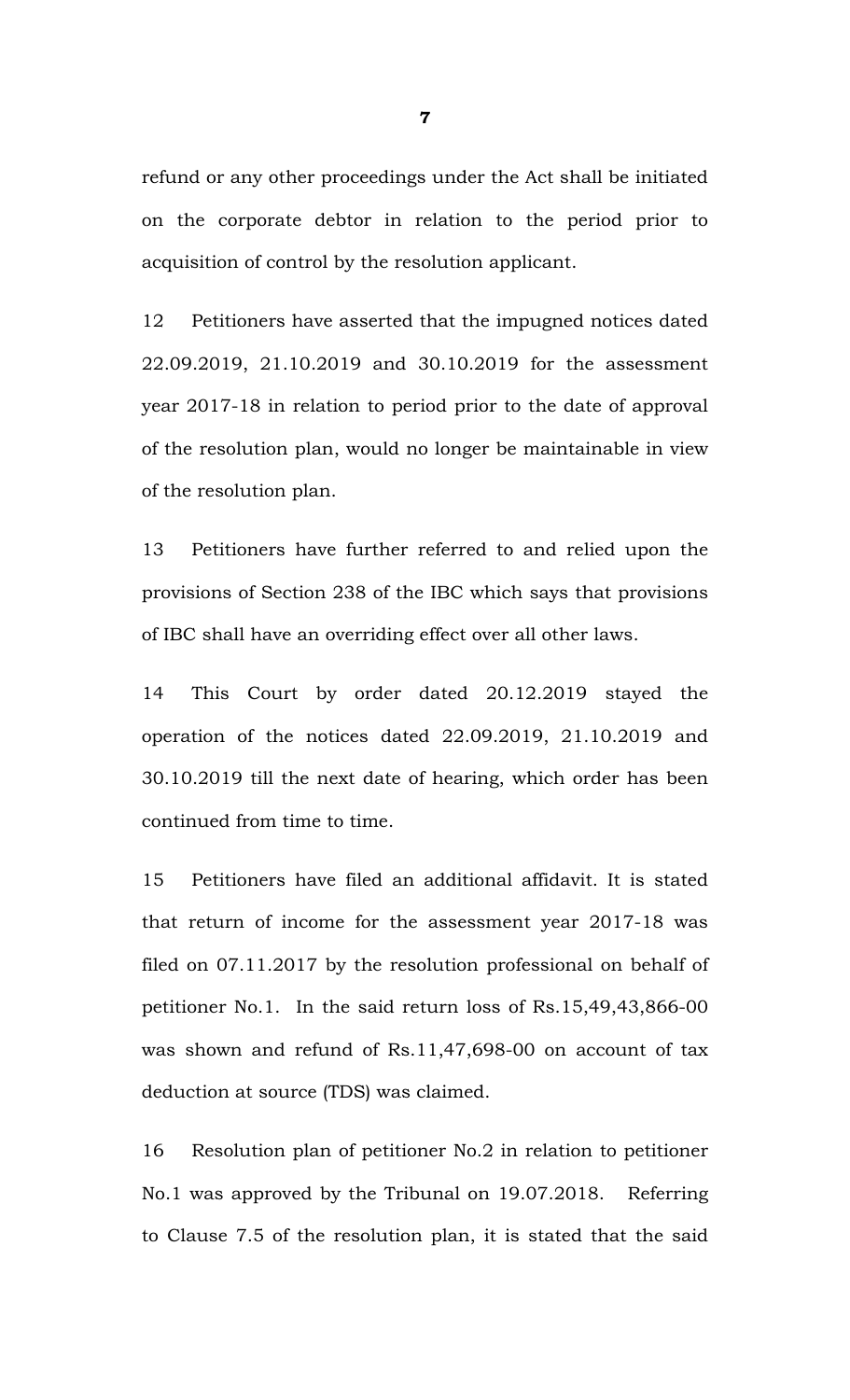refund or any other proceedings under the Act shall be initiated on the corporate debtor in relation to the period prior to acquisition of control by the resolution applicant.

12 Petitioners have asserted that the impugned notices dated 22.09.2019, 21.10.2019 and 30.10.2019 for the assessment year 2017-18 in relation to period prior to the date of approval of the resolution plan, would no longer be maintainable in view of the resolution plan.

13 Petitioners have further referred to and relied upon the provisions of Section 238 of the IBC which says that provisions of IBC shall have an overriding effect over all other laws.

14 This Court by order dated 20.12.2019 stayed the operation of the notices dated 22.09.2019, 21.10.2019 and 30.10.2019 till the next date of hearing, which order has been continued from time to time.

15 Petitioners have filed an additional affidavit. It is stated that return of income for the assessment year 2017-18 was filed on 07.11.2017 by the resolution professional on behalf of petitioner No.1. In the said return loss of Rs.15,49,43,866-00 was shown and refund of Rs.11,47,698-00 on account of tax deduction at source (TDS) was claimed.

16 Resolution plan of petitioner No.2 in relation to petitioner No.1 was approved by the Tribunal on 19.07.2018. Referring to Clause 7.5 of the resolution plan, it is stated that the said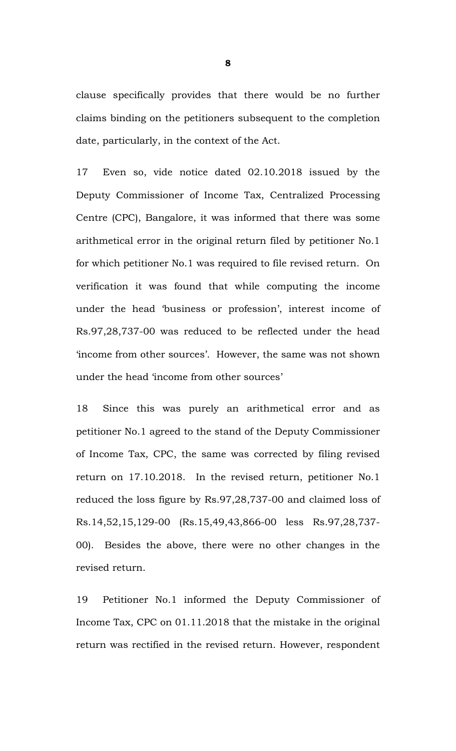clause specifically provides that there would be no further claims binding on the petitioners subsequent to the completion date, particularly, in the context of the Act.

17 Even so, vide notice dated 02.10.2018 issued by the Deputy Commissioner of Income Tax, Centralized Processing Centre (CPC), Bangalore, it was informed that there was some arithmetical error in the original return filed by petitioner No.1 for which petitioner No.1 was required to file revised return. On verification it was found that while computing the income under the head 'business or profession', interest income of Rs.97,28,737-00 was reduced to be reflected under the head 'income from other sources'. However, the same was not shown under the head 'income from other sources'

18 Since this was purely an arithmetical error and as petitioner No.1 agreed to the stand of the Deputy Commissioner of Income Tax, CPC, the same was corrected by filing revised return on 17.10.2018. In the revised return, petitioner No.1 reduced the loss figure by Rs.97,28,737-00 and claimed loss of Rs.14,52,15,129-00 (Rs.15,49,43,866-00 less Rs.97,28,737-00). Besides the above, there were no other changes in the revised return.

19 Petitioner No.1 informed the Deputy Commissioner of Income Tax, CPC on 01.11.2018 that the mistake in the original return was rectified in the revised return. However, respondent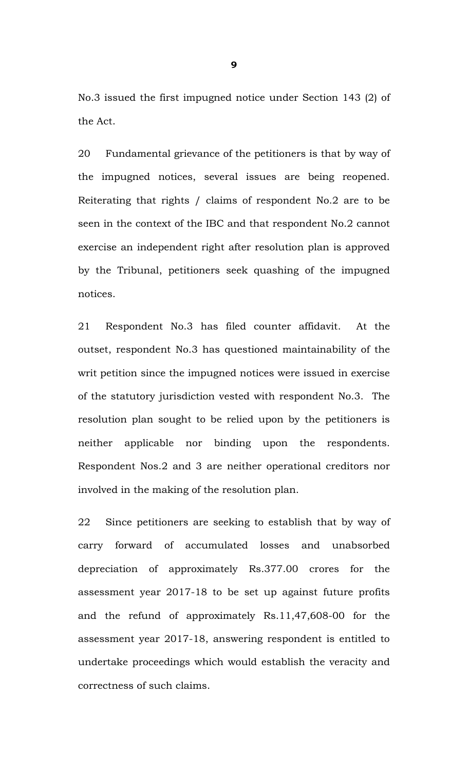No.3 issued the first impugned notice under Section 143 (2) of the Act.

20 Fundamental grievance of the petitioners is that by way of the impugned notices, several issues are being reopened. Reiterating that rights / claims of respondent No.2 are to be seen in the context of the IBC and that respondent No.2 cannot exercise an independent right after resolution plan is approved by the Tribunal, petitioners seek quashing of the impugned notices.

21 Respondent No.3 has filed counter affidavit. At the outset, respondent No.3 has questioned maintainability of the writ petition since the impugned notices were issued in exercise of the statutory jurisdiction vested with respondent No.3. The resolution plan sought to be relied upon by the petitioners is neither applicable nor binding upon the respondents. Respondent Nos.2 and 3 are neither operational creditors nor involved in the making of the resolution plan.

22 Since petitioners are seeking to establish that by way of carry forward of accumulated losses and unabsorbed depreciation of approximately Rs.377.00 crores for the assessment year 2017-18 to be set up against future profits and the refund of approximately Rs.11,47,608-00 for the assessment year 2017-18, answering respondent is entitled to undertake proceedings which would establish the veracity and correctness of such claims.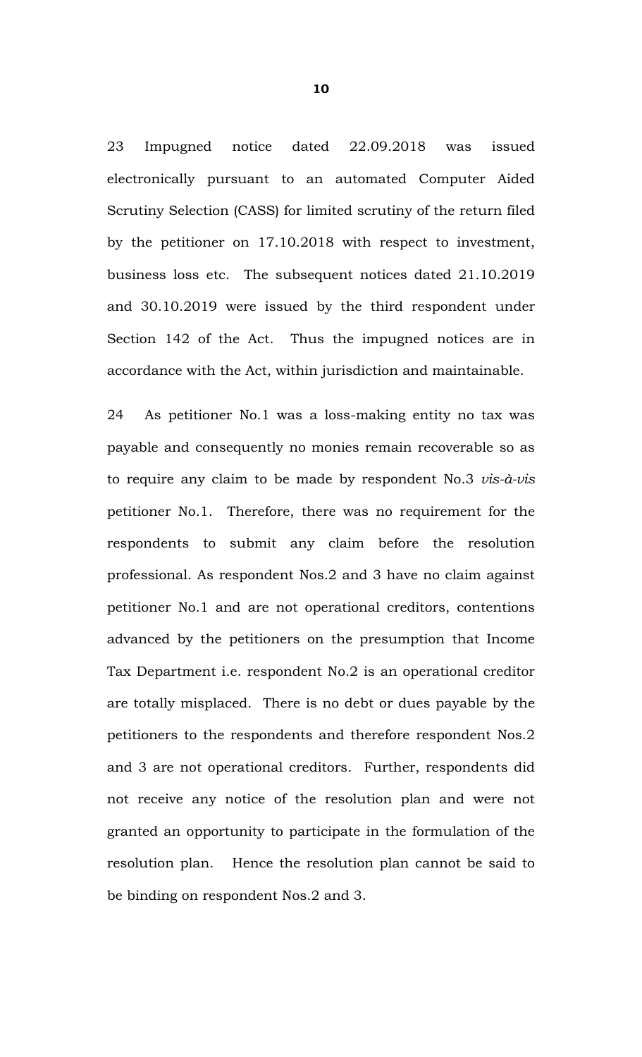23 Impugned notice dated 22.09.2018 was issued electronically pursuant to an automated Computer Aided Scrutiny Selection (CASS) for limited scrutiny of the return filed by the petitioner on 17.10.2018 with respect to investment, business loss etc. The subsequent notices dated 21.10.2019 and 30.10.2019 were issued by the third respondent under Section 142 of the Act. Thus the impugned notices are in accordance with the Act, within jurisdiction and maintainable.

24 As petitioner No.1 was a loss-making entity no tax was payable and consequently no monies remain recoverable so as to require any claim to be made by respondent No.3 *vis-à-vis* petitioner No.1. Therefore, there was no requirement for the respondents to submit any claim before the resolution professional. As respondent Nos.2 and 3 have no claim against petitioner No.1 and are not operational creditors, contentions advanced by the petitioners on the presumption that Income Tax Department i.e. respondent No.2 is an operational creditor are totally misplaced. There is no debt or dues payable by the petitioners to the respondents and therefore respondent Nos.2 and 3 are not operational creditors. Further, respondents did not receive any notice of the resolution plan and were not granted an opportunity to participate in the formulation of the resolution plan. Hence the resolution plan cannot be said to be binding on respondent Nos.2 and 3.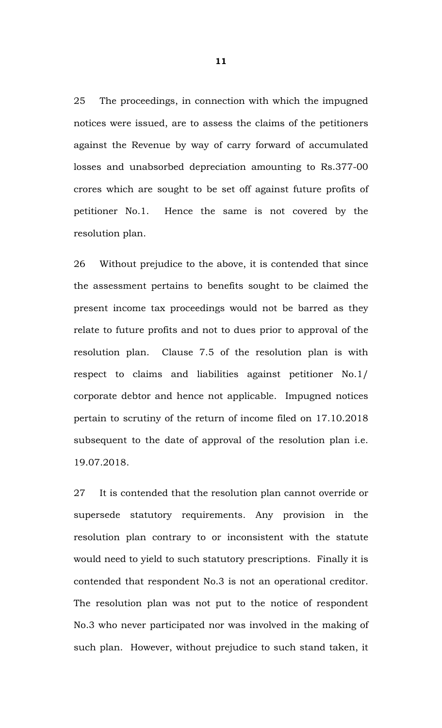25 The proceedings, in connection with which the impugned notices were issued, are to assess the claims of the petitioners against the Revenue by way of carry forward of accumulated losses and unabsorbed depreciation amounting to Rs.377-00 crores which are sought to be set off against future profits of petitioner No.1. Hence the same is not covered by the resolution plan.

26 Without prejudice to the above, it is contended that since the assessment pertains to benefits sought to be claimed the present income tax proceedings would not be barred as they relate to future profits and not to dues prior to approval of the resolution plan. Clause 7.5 of the resolution plan is with respect to claims and liabilities against petitioner No.1/ corporate debtor and hence not applicable. Impugned notices pertain to scrutiny of the return of income filed on 17.10.2018 subsequent to the date of approval of the resolution plan i.e. 19.07.2018.

27 It is contended that the resolution plan cannot override or supersede statutory requirements. Any provision in the resolution plan contrary to or inconsistent with the statute would need to yield to such statutory prescriptions. Finally it is contended that respondent No.3 is not an operational creditor. The resolution plan was not put to the notice of respondent No.3 who never participated nor was involved in the making of such plan. However, without prejudice to such stand taken, it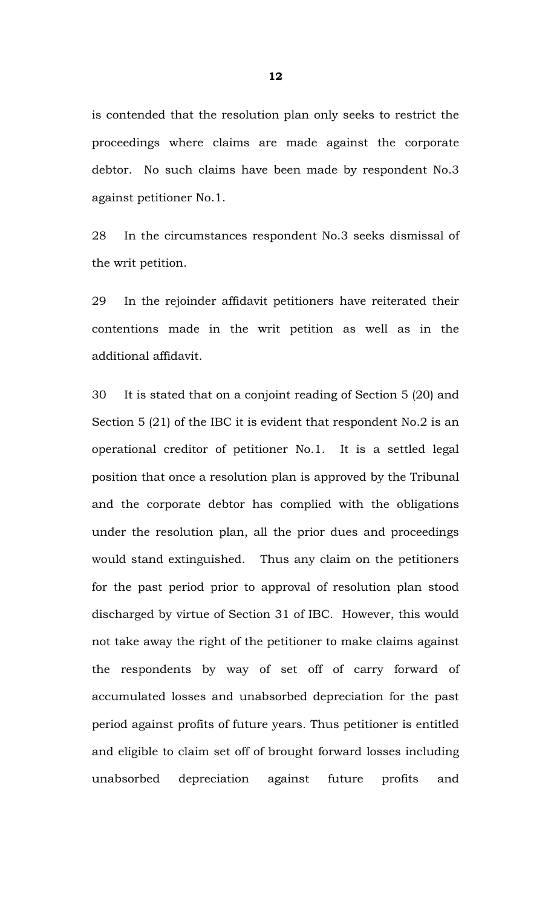is contended that the resolution plan only seeks to restrict the proceedings where claims are made against the corporate debtor. No such claims have been made by respondent No.3 against petitioner No.1.

28 In the circumstances respondent No.3 seeks dismissal of the writ petition.

29 In the rejoinder affidavit petitioners have reiterated their contentions made in the writ petition as well as in the additional affidavit.

30 It is stated that on a conjoint reading of Section 5 (20) and Section 5 (21) of the IBC it is evident that respondent No.2 is an operational creditor of petitioner No.1. It is a settled legal position that once a resolution plan is approved by the Tribunal and the corporate debtor has complied with the obligations under the resolution plan, all the prior dues and proceedings would stand extinguished. Thus any claim on the petitioners for the past period prior to approval of resolution plan stood discharged by virtue of Section 31 of IBC. However, this would not take away the right of the petitioner to make claims against the respondents by way of set off of carry forward of accumulated losses and unabsorbed depreciation for the past period against profits of future years. Thus petitioner is entitled and eligible to claim set off of brought forward losses including unabsorbed depreciation against future profits and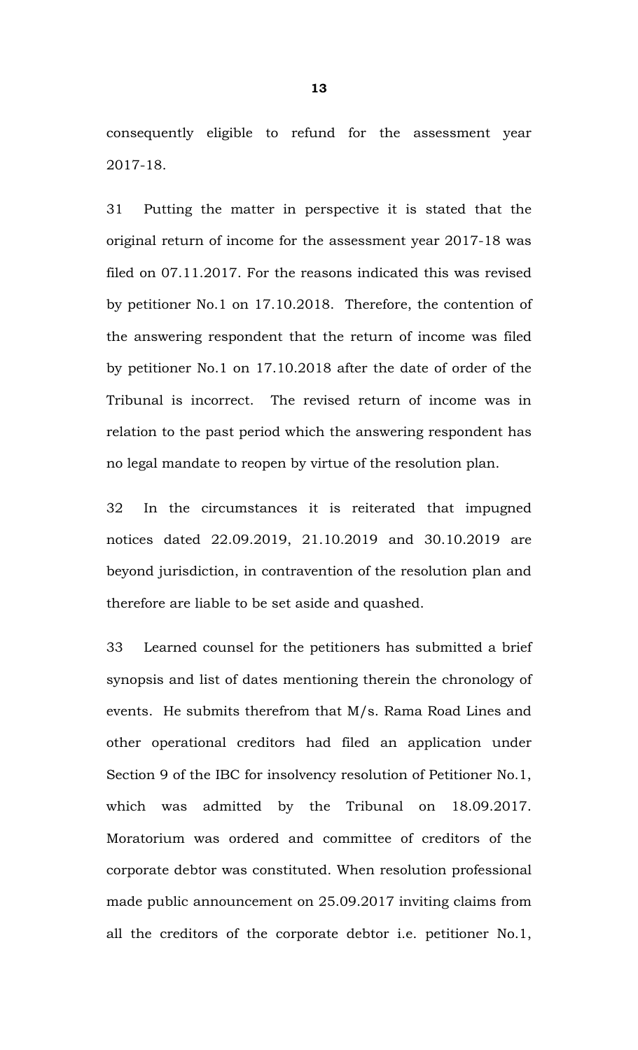consequently eligible to refund for the assessment year 2017-18.

31 Putting the matter in perspective it is stated that the original return of income for the assessment year 2017-18 was filed on 07.11.2017. For the reasons indicated this was revised by petitioner No.1 on 17.10.2018. Therefore, the contention of the answering respondent that the return of income was filed by petitioner No.1 on 17.10.2018 after the date of order of the Tribunal is incorrect. The revised return of income was in relation to the past period which the answering respondent has no legal mandate to reopen by virtue of the resolution plan.

32 In the circumstances it is reiterated that impugned notices dated 22.09.2019, 21.10.2019 and 30.10.2019 are beyond jurisdiction, in contravention of the resolution plan and therefore are liable to be set aside and quashed.

33 Learned counsel for the petitioners has submitted a brief synopsis and list of dates mentioning therein the chronology of events. He submits therefrom that M/s. Rama Road Lines and other operational creditors had filed an application under Section 9 of the IBC for insolvency resolution of Petitioner No.1, which was admitted by the Tribunal on 18.09.2017. Moratorium was ordered and committee of creditors of the corporate debtor was constituted. When resolution professional made public announcement on 25.09.2017 inviting claims from all the creditors of the corporate debtor i.e. petitioner No.1,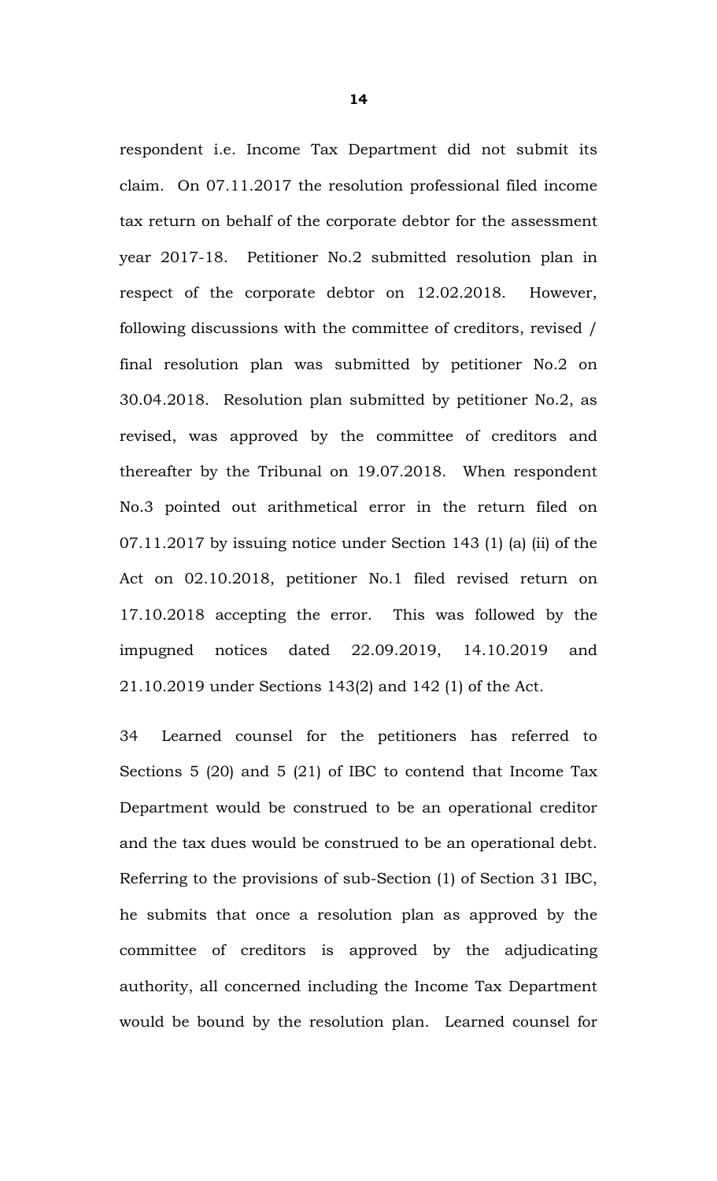respondent i.e. Income Tax Department did not submit its claim. On 07.11.2017 the resolution professional filed income tax return on behalf of the corporate debtor for the assessment year 2017-18. Petitioner No.2 submitted resolution plan in respect of the corporate debtor on 12.02.2018. However, following discussions with the committee of creditors, revised / final resolution plan was submitted by petitioner No.2 on 30.04.2018. Resolution plan submitted by petitioner No.2, as revised, was approved by the committee of creditors and thereafter by the Tribunal on 19.07.2018. When respondent No.3 pointed out arithmetical error in the return filed on 07.11.2017 by issuing notice under Section 143 (1) (a) (ii) of the Act on 02.10.2018, petitioner No.1 filed revised return on 17.10.2018 accepting the error. This was followed by the impugned notices dated 22.09.2019, 14.10.2019 and 21.10.2019 under Sections 143(2) and 142 (1) of the Act.

34 Learned counsel for the petitioners has referred to Sections 5 (20) and 5 (21) of IBC to contend that Income Tax Department would be construed to be an operational creditor and the tax dues would be construed to be an operational debt. Referring to the provisions of sub-Section (1) of Section 31 IBC, he submits that once a resolution plan as approved by the committee of creditors is approved by the adjudicating authority, all concerned including the Income Tax Department would be bound by the resolution plan. Learned counsel for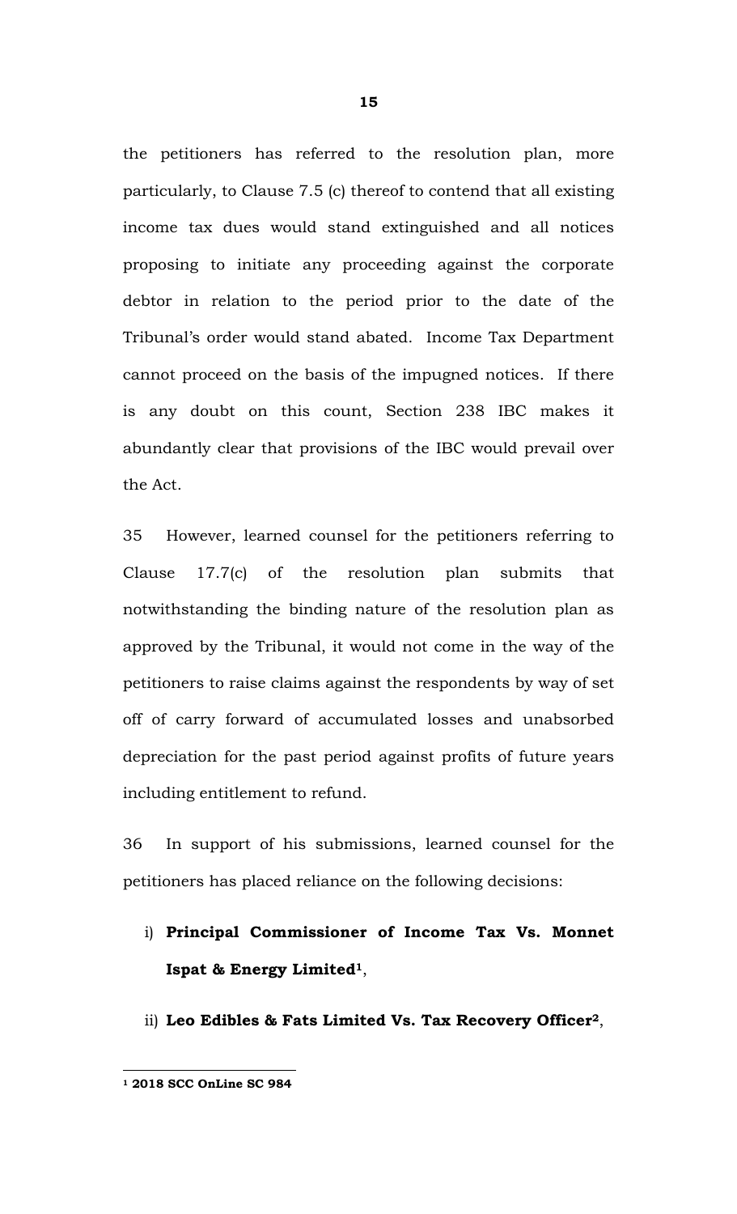the petitioners has referred to the resolution plan, more particularly, to Clause 7.5 (c) thereof to contend that all existing income tax dues would stand extinguished and all notices proposing to initiate any proceeding against the corporate debtor in relation to the period prior to the date of the Tribunal's order would stand abated. Income Tax Department cannot proceed on the basis of the impugned notices. If there is any doubt on this count, Section 238 IBC makes it abundantly clear that provisions of the IBC would prevail over the Act.

35 However, learned counsel for the petitioners referring to Clause 17.7(c) of the resolution plan submits that notwithstanding the binding nature of the resolution plan as approved by the Tribunal, it would not come in the way of the petitioners to raise claims against the respondents by way of set off of carry forward of accumulated losses and unabsorbed depreciation for the past period against profits of future years including entitlement to refund.

36 In support of his submissions, learned counsel for the petitioners has placed reliance on the following decisions:

i) **Principal Commissioner of Income Tax Vs. Monnet Ispat & Energy Limited**[1],

ii) **Leo Edibles & Fats Limited Vs. Tax Recovery Officer**[2],

---

[1] **2018 SCC OnLine SC 984**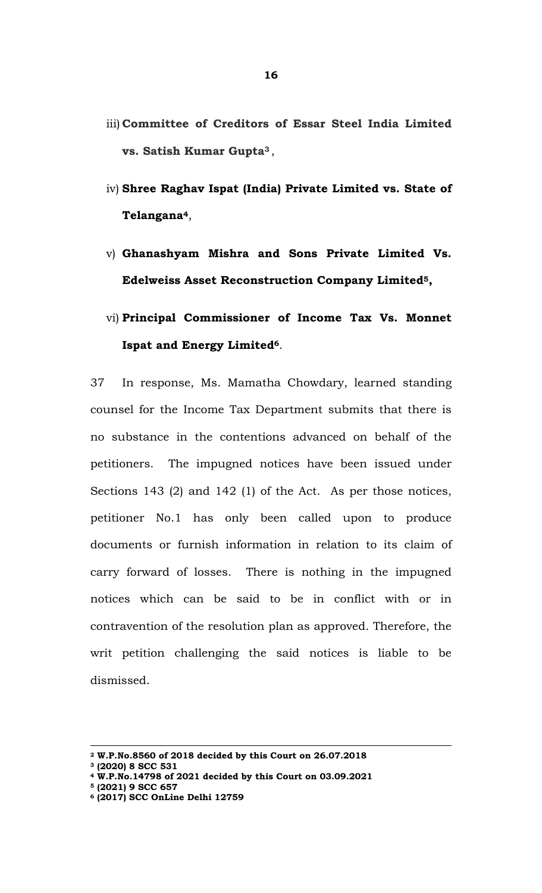iii) **Committee of Creditors of Essar Steel India Limited vs. Satish Kumar Gupta**[3],

iv) **Shree Raghav Ispat (India) Private Limited vs. State of Telangana**[4],

v) **Ghanashyam Mishra and Sons Private Limited Vs. Edelweiss Asset Reconstruction Company Limited**[5],

vi) **Principal Commissioner of Income Tax Vs. Monnet Ispat and Energy Limited**[6].

37 In response, Ms. Mamatha Chowdary, learned standing counsel for the Income Tax Department submits that there is no substance in the contentions advanced on behalf of the petitioners. The impugned notices have been issued under Sections 143 (2) and 142 (1) of the Act. As per those notices, petitioner No.1 has only been called upon to produce documents or furnish information in relation to its claim of carry forward of losses. There is nothing in the impugned notices which can be said to be in conflict with or in contravention of the resolution plan as approved. Therefore, the writ petition challenging the said notices is liable to be dismissed.

---

[2] **W.P.No.8560 of 2018 decided by this Court on 26.07.2018**
[3] **(2020) 8 SCC 531**
[4] **W.P.No.14798 of 2021 decided by this Court on 03.09.2021**
[5] **(2021) 9 SCC 657**
[6] **(2017) SCC OnLine Delhi 12759**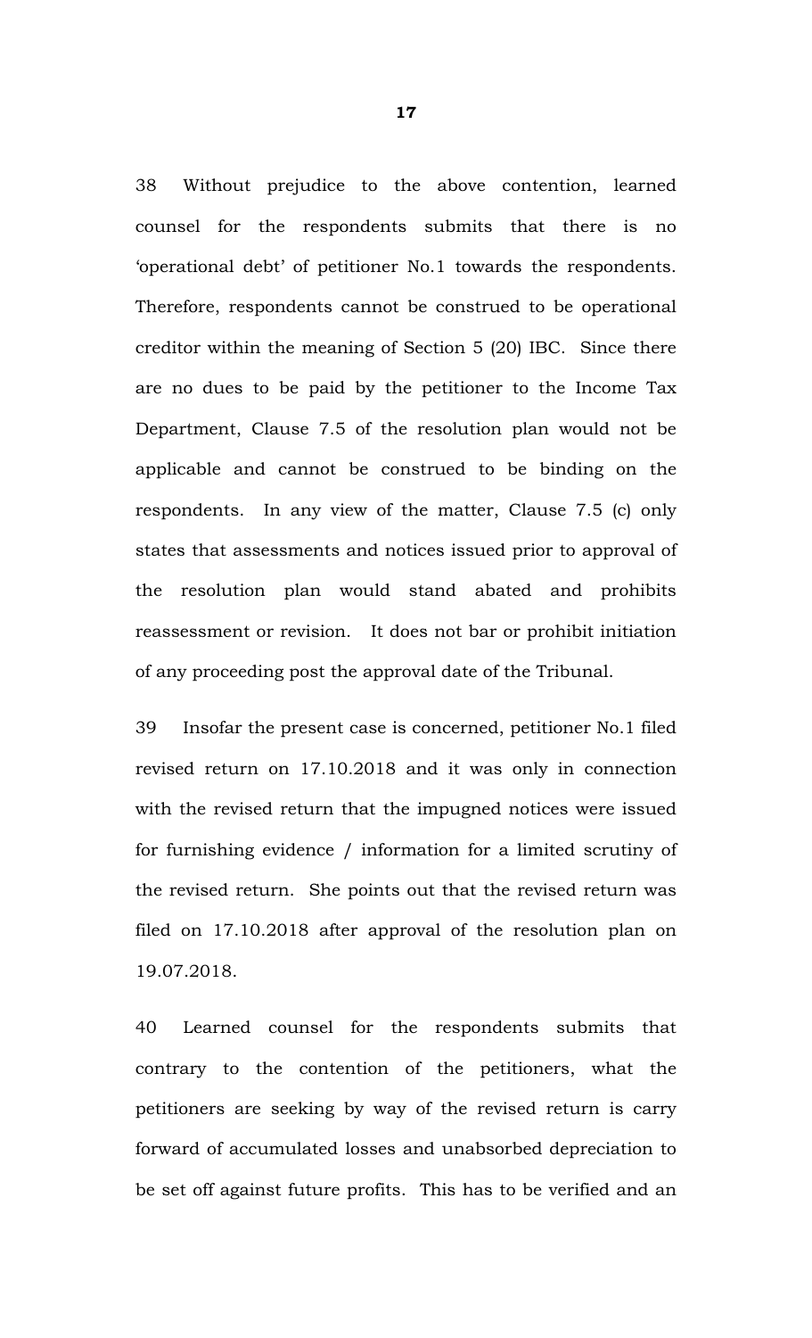38 Without prejudice to the above contention, learned counsel for the respondents submits that there is no 'operational debt' of petitioner No.1 towards the respondents. Therefore, respondents cannot be construed to be operational creditor within the meaning of Section 5 (20) IBC. Since there are no dues to be paid by the petitioner to the Income Tax Department, Clause 7.5 of the resolution plan would not be applicable and cannot be construed to be binding on the respondents. In any view of the matter, Clause 7.5 (c) only states that assessments and notices issued prior to approval of the resolution plan would stand abated and prohibits reassessment or revision. It does not bar or prohibit initiation of any proceeding post the approval date of the Tribunal.

39 Insofar the present case is concerned, petitioner No.1 filed revised return on 17.10.2018 and it was only in connection with the revised return that the impugned notices were issued for furnishing evidence / information for a limited scrutiny of the revised return. She points out that the revised return was filed on 17.10.2018 after approval of the resolution plan on 19.07.2018.

40 Learned counsel for the respondents submits that contrary to the contention of the petitioners, what the petitioners are seeking by way of the revised return is carry forward of accumulated losses and unabsorbed depreciation to be set off against future profits. This has to be verified and an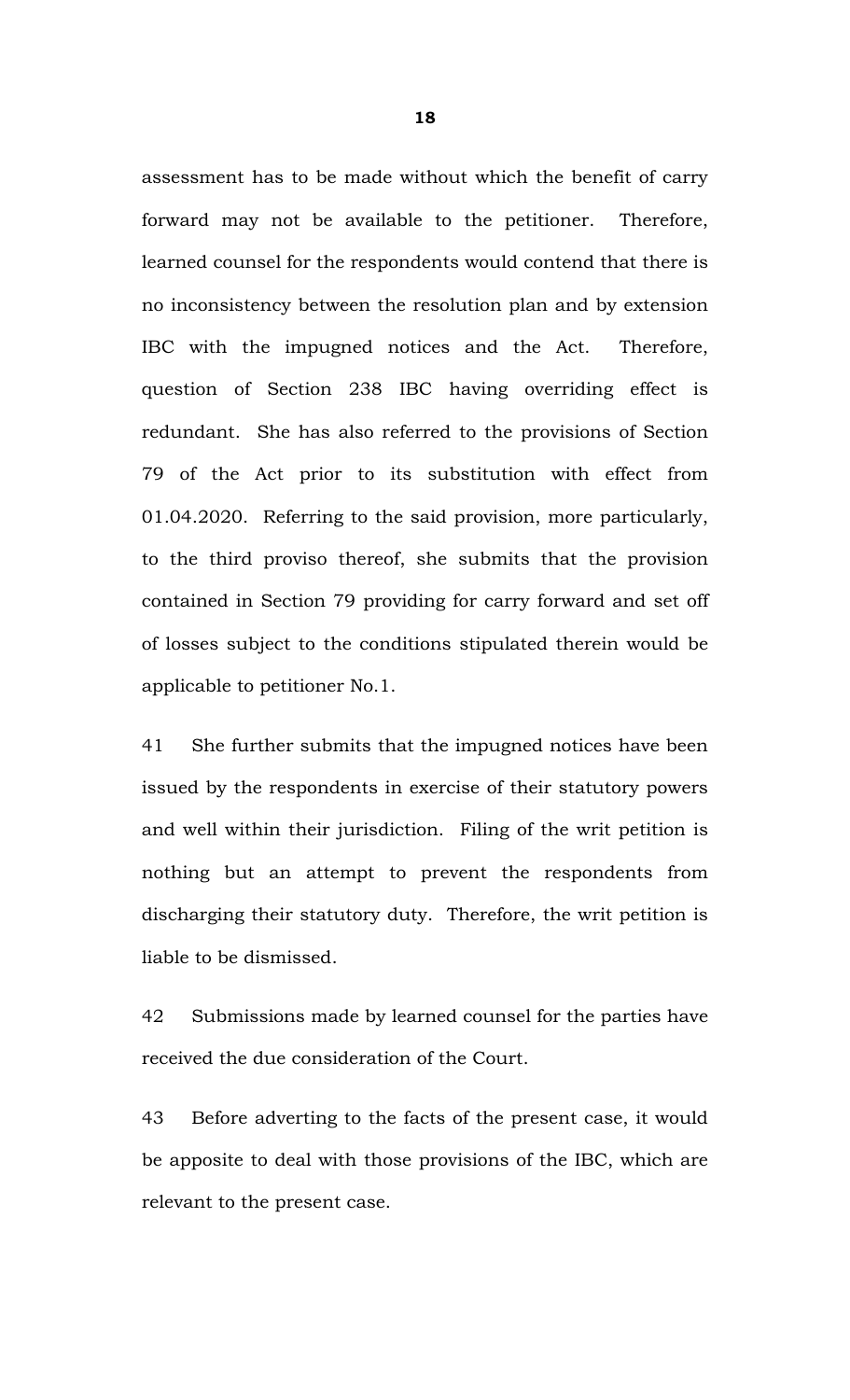assessment has to be made without which the benefit of carry forward may not be available to the petitioner. Therefore, learned counsel for the respondents would contend that there is no inconsistency between the resolution plan and by extension IBC with the impugned notices and the Act. Therefore, question of Section 238 IBC having overriding effect is redundant. She has also referred to the provisions of Section 79 of the Act prior to its substitution with effect from 01.04.2020. Referring to the said provision, more particularly, to the third proviso thereof, she submits that the provision contained in Section 79 providing for carry forward and set off of losses subject to the conditions stipulated therein would be applicable to petitioner No.1.

41 She further submits that the impugned notices have been issued by the respondents in exercise of their statutory powers and well within their jurisdiction. Filing of the writ petition is nothing but an attempt to prevent the respondents from discharging their statutory duty. Therefore, the writ petition is liable to be dismissed.

42 Submissions made by learned counsel for the parties have received the due consideration of the Court.

43 Before adverting to the facts of the present case, it would be apposite to deal with those provisions of the IBC, which are relevant to the present case.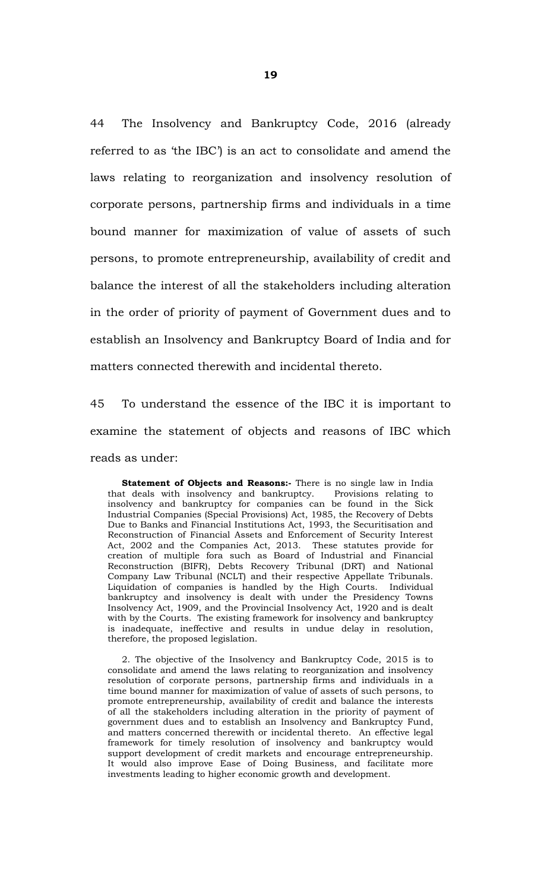44 The Insolvency and Bankruptcy Code, 2016 (already referred to as 'the IBC') is an act to consolidate and amend the laws relating to reorganization and insolvency resolution of corporate persons, partnership firms and individuals in a time bound manner for maximization of value of assets of such persons, to promote entrepreneurship, availability of credit and balance the interest of all the stakeholders including alteration in the order of priority of payment of Government dues and to establish an Insolvency and Bankruptcy Board of India and for matters connected therewith and incidental thereto.

45 To understand the essence of the IBC it is important to examine the statement of objects and reasons of IBC which reads as under:

> **Statement of Objects and Reasons:-** There is no single law in India that deals with insolvency and bankruptcy. Provisions relating to insolvency and bankruptcy for companies can be found in the Sick Industrial Companies (Special Provisions) Act, 1985, the Recovery of Debts Due to Banks and Financial Institutions Act, 1993, the Securitisation and Reconstruction of Financial Assets and Enforcement of Security Interest Act, 2002 and the Companies Act, 2013. These statutes provide for creation of multiple fora such as Board of Industrial and Financial Reconstruction (BIFR), Debts Recovery Tribunal (DRT) and National Company Law Tribunal (NCLT) and their respective Appellate Tribunals. Liquidation of companies is handled by the High Courts. Individual bankruptcy and insolvency is dealt with under the Presidency Towns Insolvency Act, 1909, and the Provincial Insolvency Act, 1920 and is dealt with by the Courts. The existing framework for insolvency and bankruptcy is inadequate, ineffective and results in undue delay in resolution, therefore, the proposed legislation.
>
> 2. The objective of the Insolvency and Bankruptcy Code, 2015 is to consolidate and amend the laws relating to reorganization and insolvency resolution of corporate persons, partnership firms and individuals in a time bound manner for maximization of value of assets of such persons, to promote entrepreneurship, availability of credit and balance the interests of all the stakeholders including alteration in the priority of payment of government dues and to establish an Insolvency and Bankruptcy Fund, and matters concerned therewith or incidental thereto. An effective legal framework for timely resolution of insolvency and bankruptcy would support development of credit markets and encourage entrepreneurship. It would also improve Ease of Doing Business, and facilitate more investments leading to higher economic growth and development.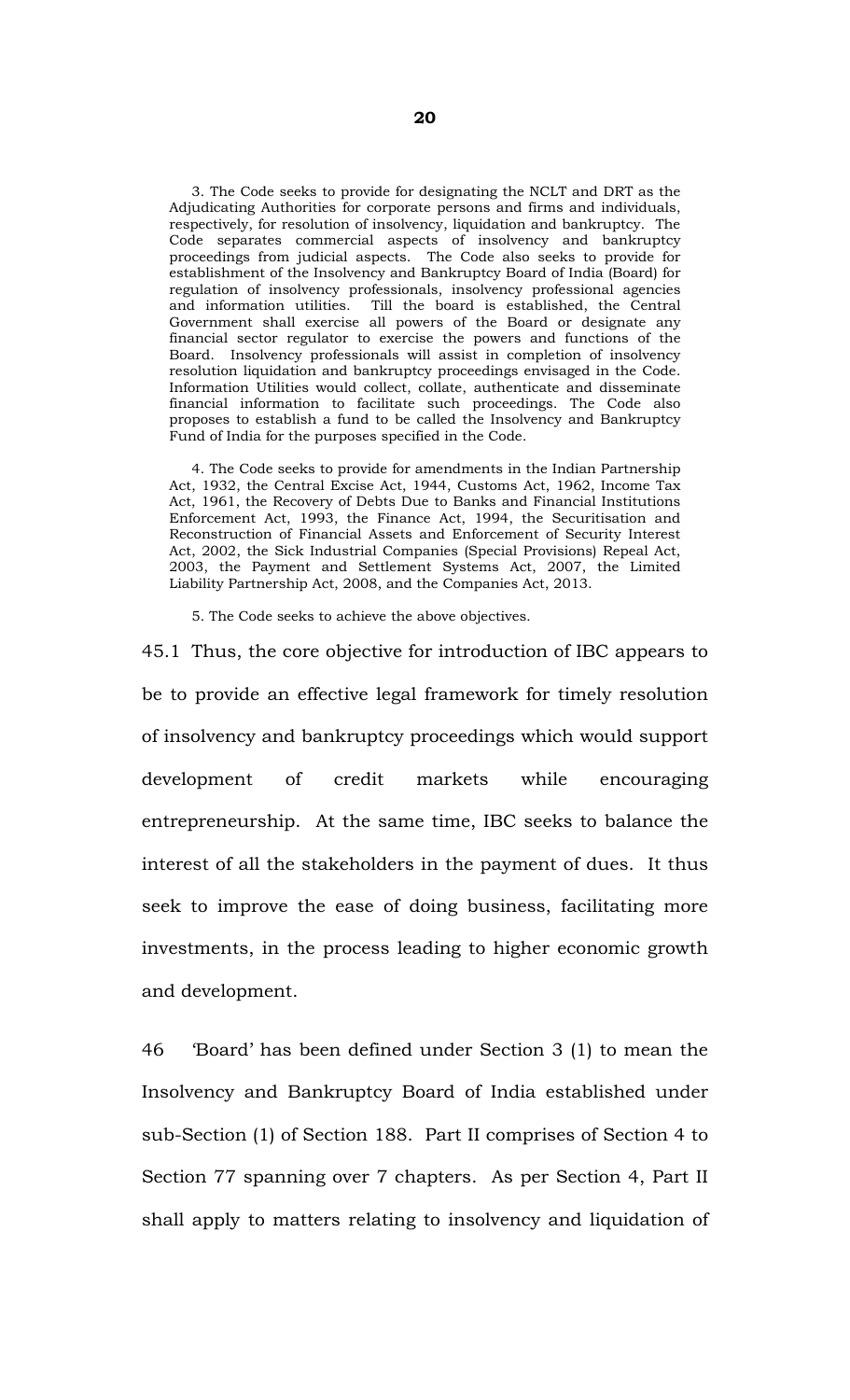> 3. The Code seeks to provide for designating the NCLT and DRT as the Adjudicating Authorities for corporate persons and firms and individuals, respectively, for resolution of insolvency, liquidation and bankruptcy. The Code separates commercial aspects of insolvency and bankruptcy proceedings from judicial aspects. The Code also seeks to provide for establishment of the Insolvency and Bankruptcy Board of India (Board) for regulation of insolvency professionals, insolvency professional agencies and information utilities. Till the board is established, the Central Government shall exercise all powers of the Board or designate any financial sector regulator to exercise the powers and functions of the Board. Insolvency professionals will assist in completion of insolvency resolution liquidation and bankruptcy proceedings envisaged in the Code. Information Utilities would collect, collate, authenticate and disseminate financial information to facilitate such proceedings. The Code also proposes to establish a fund to be called the Insolvency and Bankruptcy Fund of India for the purposes specified in the Code.
>
> 4. The Code seeks to provide for amendments in the Indian Partnership Act, 1932, the Central Excise Act, 1944, Customs Act, 1962, Income Tax Act, 1961, the Recovery of Debts Due to Banks and Financial Institutions Enforcement Act, 1993, the Finance Act, 1994, the Securitisation and Reconstruction of Financial Assets and Enforcement of Security Interest Act, 2002, the Sick Industrial Companies (Special Provisions) Repeal Act, 2003, the Payment and Settlement Systems Act, 2007, the Limited Liability Partnership Act, 2008, and the Companies Act, 2013.
>
> 5. The Code seeks to achieve the above objectives.

45.1 Thus, the core objective for introduction of IBC appears to be to provide an effective legal framework for timely resolution of insolvency and bankruptcy proceedings which would support development of credit markets while encouraging entrepreneurship. At the same time, IBC seeks to balance the interest of all the stakeholders in the payment of dues. It thus seek to improve the ease of doing business, facilitating more investments, in the process leading to higher economic growth and development.

46 'Board' has been defined under Section 3 (1) to mean the Insolvency and Bankruptcy Board of India established under sub-Section (1) of Section 188. Part II comprises of Section 4 to Section 77 spanning over 7 chapters. As per Section 4, Part II shall apply to matters relating to insolvency and liquidation of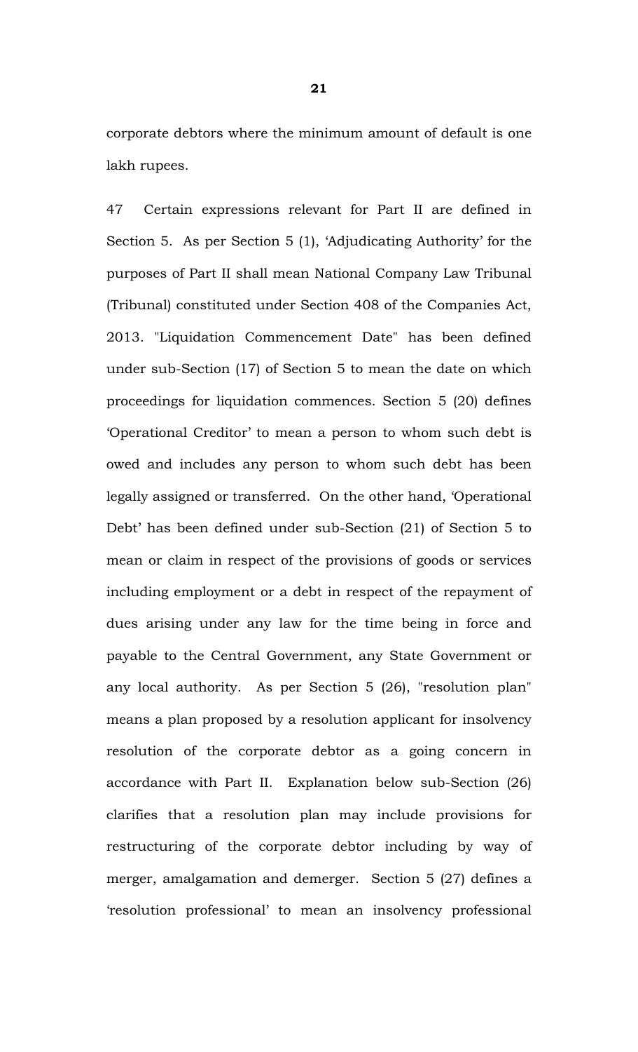corporate debtors where the minimum amount of default is one lakh rupees.

47 Certain expressions relevant for Part II are defined in Section 5. As per Section 5 (1), 'Adjudicating Authority' for the purposes of Part II shall mean National Company Law Tribunal (Tribunal) constituted under Section 408 of the Companies Act, 2013. "Liquidation Commencement Date" has been defined under sub-Section (17) of Section 5 to mean the date on which proceedings for liquidation commences. Section 5 (20) defines 'Operational Creditor' to mean a person to whom such debt is owed and includes any person to whom such debt has been legally assigned or transferred. On the other hand, 'Operational Debt' has been defined under sub-Section (21) of Section 5 to mean or claim in respect of the provisions of goods or services including employment or a debt in respect of the repayment of dues arising under any law for the time being in force and payable to the Central Government, any State Government or any local authority. As per Section 5 (26), "resolution plan" means a plan proposed by a resolution applicant for insolvency resolution of the corporate debtor as a going concern in accordance with Part II. Explanation below sub-Section (26) clarifies that a resolution plan may include provisions for restructuring of the corporate debtor including by way of merger, amalgamation and demerger. Section 5 (27) defines a 'resolution professional' to mean an insolvency professional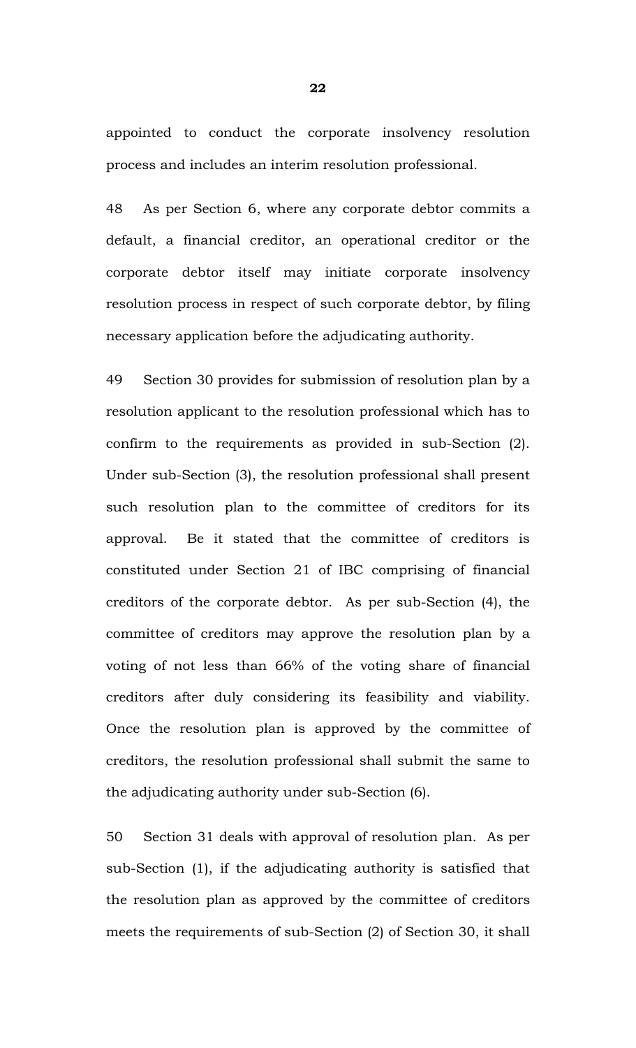appointed to conduct the corporate insolvency resolution process and includes an interim resolution professional.

48 As per Section 6, where any corporate debtor commits a default, a financial creditor, an operational creditor or the corporate debtor itself may initiate corporate insolvency resolution process in respect of such corporate debtor, by filing necessary application before the adjudicating authority.

49 Section 30 provides for submission of resolution plan by a resolution applicant to the resolution professional which has to confirm to the requirements as provided in sub-Section (2). Under sub-Section (3), the resolution professional shall present such resolution plan to the committee of creditors for its approval. Be it stated that the committee of creditors is constituted under Section 21 of IBC comprising of financial creditors of the corporate debtor. As per sub-Section (4), the committee of creditors may approve the resolution plan by a voting of not less than 66% of the voting share of financial creditors after duly considering its feasibility and viability. Once the resolution plan is approved by the committee of creditors, the resolution professional shall submit the same to the adjudicating authority under sub-Section (6).

50 Section 31 deals with approval of resolution plan. As per sub-Section (1), if the adjudicating authority is satisfied that the resolution plan as approved by the committee of creditors meets the requirements of sub-Section (2) of Section 30, it shall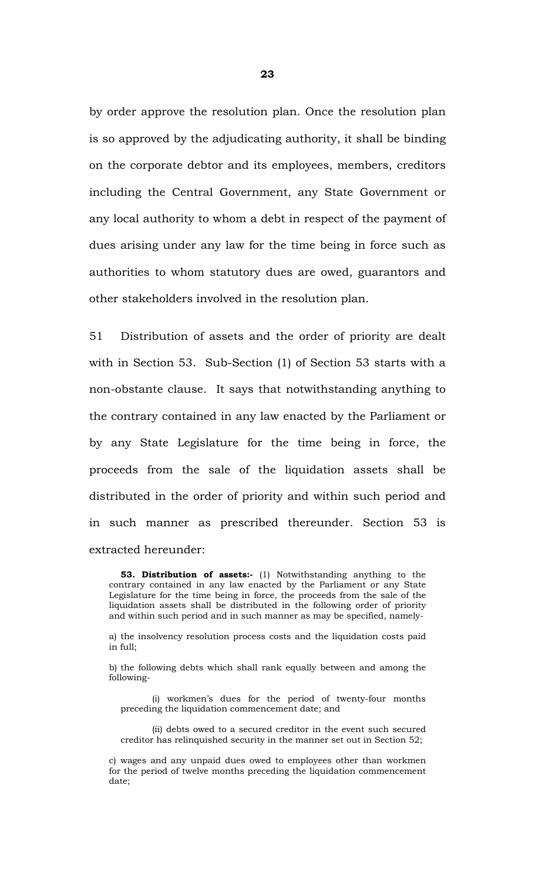by order approve the resolution plan. Once the resolution plan is so approved by the adjudicating authority, it shall be binding on the corporate debtor and its employees, members, creditors including the Central Government, any State Government or any local authority to whom a debt in respect of the payment of dues arising under any law for the time being in force such as authorities to whom statutory dues are owed, guarantors and other stakeholders involved in the resolution plan.

51 Distribution of assets and the order of priority are dealt with in Section 53. Sub-Section (1) of Section 53 starts with a non-obstante clause. It says that notwithstanding anything to the contrary contained in any law enacted by the Parliament or by any State Legislature for the time being in force, the proceeds from the sale of the liquidation assets shall be distributed in the order of priority and within such period and in such manner as prescribed thereunder. Section 53 is extracted hereunder:

> **53. Distribution of assets:-** (1) Notwithstanding anything to the contrary contained in any law enacted by the Parliament or any State Legislature for the time being in force, the proceeds from the sale of the liquidation assets shall be distributed in the following order of priority and within such period and in such manner as may be specified, namely-
>
> a) the insolvency resolution process costs and the liquidation costs paid in full;
>
> b) the following debts which shall rank equally between and among the following-
>
> (i) workmen's dues for the period of twenty-four months preceding the liquidation commencement date; and
>
> (ii) debts owed to a secured creditor in the event such secured creditor has relinquished security in the manner set out in Section 52;
>
> c) wages and any unpaid dues owed to employees other than workmen for the period of twelve months preceding the liquidation commencement date;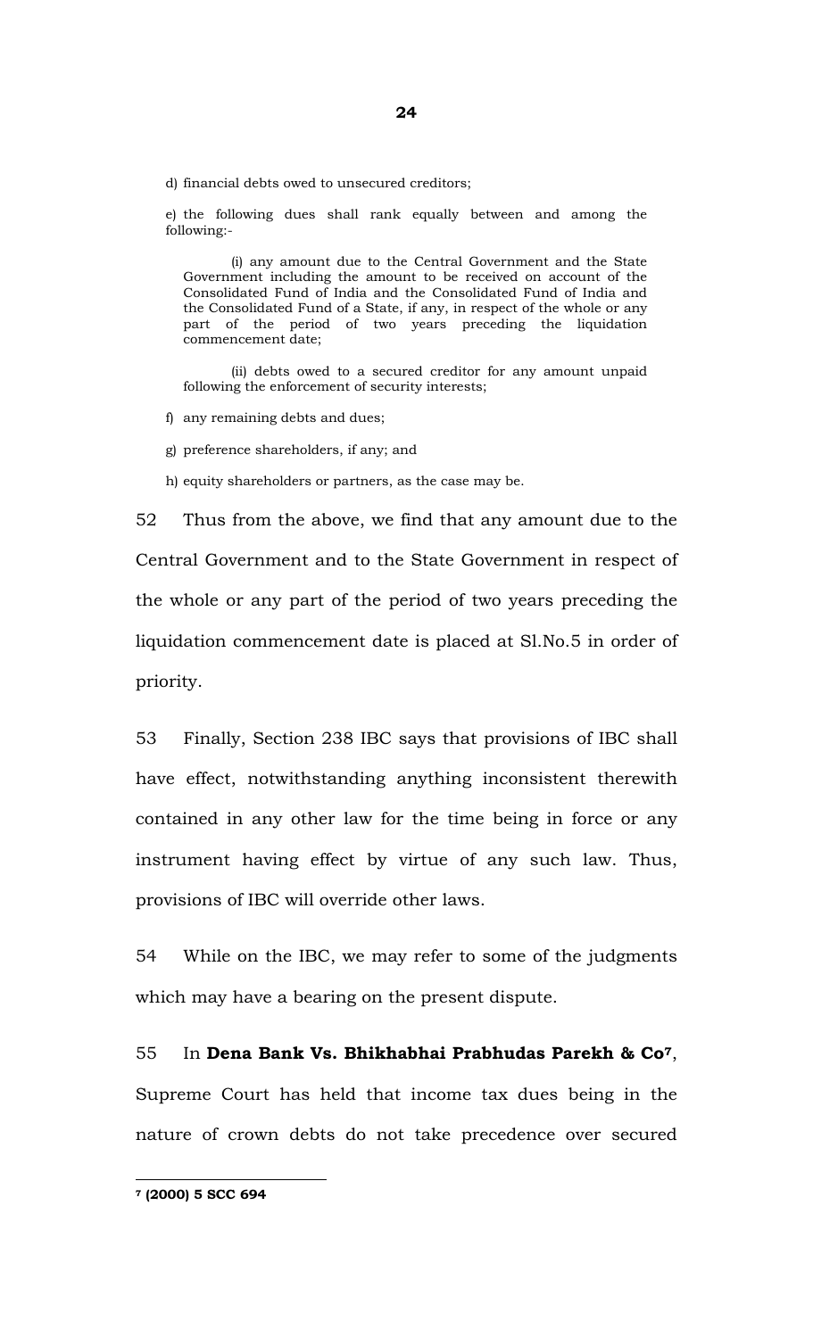d) financial debts owed to unsecured creditors;

e) the following dues shall rank equally between and among the following:-

(i) any amount due to the Central Government and the State Government including the amount to be received on account of the Consolidated Fund of India and the Consolidated Fund of India and the Consolidated Fund of a State, if any, in respect of the whole or any part of the period of two years preceding the liquidation commencement date;

(ii) debts owed to a secured creditor for any amount unpaid following the enforcement of security interests;

f) any remaining debts and dues;

g) preference shareholders, if any; and

h) equity shareholders or partners, as the case may be.

52 Thus from the above, we find that any amount due to the Central Government and to the State Government in respect of the whole or any part of the period of two years preceding the liquidation commencement date is placed at Sl.No.5 in order of priority.

53 Finally, Section 238 IBC says that provisions of IBC shall have effect, notwithstanding anything inconsistent therewith contained in any other law for the time being in force or any instrument having effect by virtue of any such law. Thus, provisions of IBC will override other laws.

54 While on the IBC, we may refer to some of the judgments which may have a bearing on the present dispute.

55 In **Dena Bank Vs. Bhikhabhai Prabhudas Parekh & Co**[7], Supreme Court has held that income tax dues being in the nature of crown debts do not take precedence over secured

---

[7] **(2000) 5 SCC 694**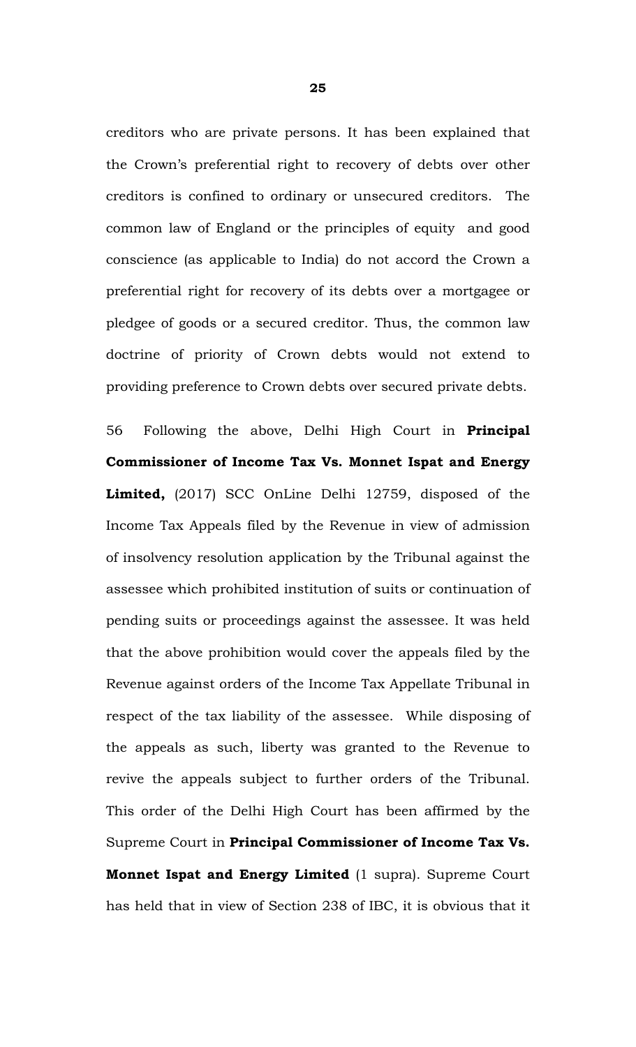creditors who are private persons. It has been explained that the Crown's preferential right to recovery of debts over other creditors is confined to ordinary or unsecured creditors. The common law of England or the principles of equity and good conscience (as applicable to India) do not accord the Crown a preferential right for recovery of its debts over a mortgagee or pledgee of goods or a secured creditor. Thus, the common law doctrine of priority of Crown debts would not extend to providing preference to Crown debts over secured private debts.

56 Following the above, Delhi High Court in **Principal Commissioner of Income Tax Vs. Monnet Ispat and Energy Limited,** (2017) SCC OnLine Delhi 12759, disposed of the Income Tax Appeals filed by the Revenue in view of admission of insolvency resolution application by the Tribunal against the assessee which prohibited institution of suits or continuation of pending suits or proceedings against the assessee. It was held that the above prohibition would cover the appeals filed by the Revenue against orders of the Income Tax Appellate Tribunal in respect of the tax liability of the assessee. While disposing of the appeals as such, liberty was granted to the Revenue to revive the appeals subject to further orders of the Tribunal. This order of the Delhi High Court has been affirmed by the Supreme Court in **Principal Commissioner of Income Tax Vs. Monnet Ispat and Energy Limited** (1 supra). Supreme Court has held that in view of Section 238 of IBC, it is obvious that it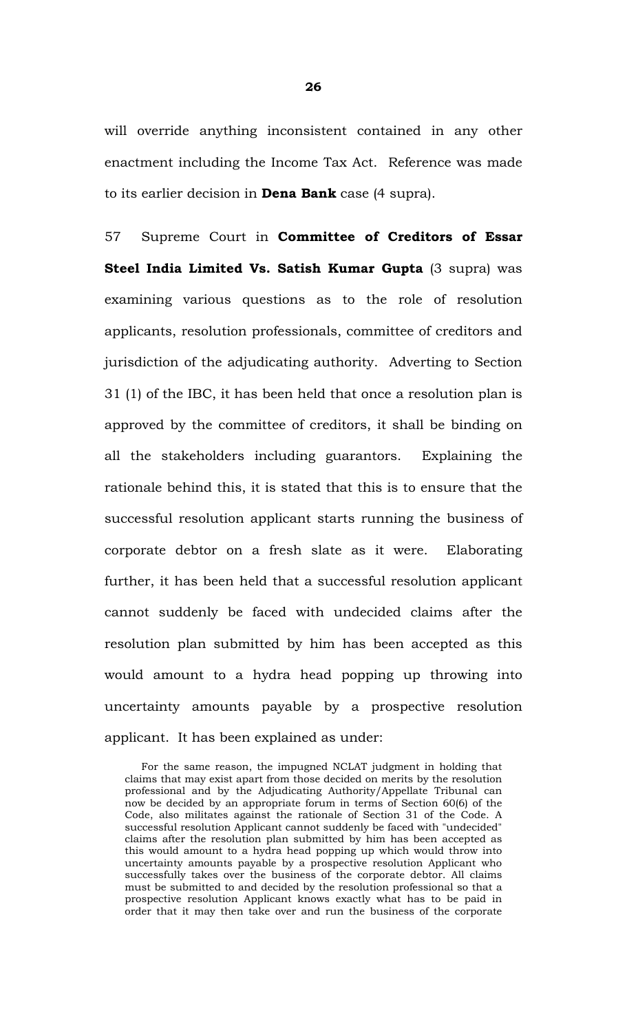will override anything inconsistent contained in any other enactment including the Income Tax Act. Reference was made to its earlier decision in **Dena Bank** case (4 supra).

57 Supreme Court in **Committee of Creditors of Essar Steel India Limited Vs. Satish Kumar Gupta** (3 supra) was examining various questions as to the role of resolution applicants, resolution professionals, committee of creditors and jurisdiction of the adjudicating authority. Adverting to Section 31 (1) of the IBC, it has been held that once a resolution plan is approved by the committee of creditors, it shall be binding on all the stakeholders including guarantors. Explaining the rationale behind this, it is stated that this is to ensure that the successful resolution applicant starts running the business of corporate debtor on a fresh slate as it were. Elaborating further, it has been held that a successful resolution applicant cannot suddenly be faced with undecided claims after the resolution plan submitted by him has been accepted as this would amount to a hydra head popping up throwing into uncertainty amounts payable by a prospective resolution applicant. It has been explained as under:

> For the same reason, the impugned NCLAT judgment in holding that claims that may exist apart from those decided on merits by the resolution professional and by the Adjudicating Authority/Appellate Tribunal can now be decided by an appropriate forum in terms of Section 60(6) of the Code, also militates against the rationale of Section 31 of the Code. A successful resolution Applicant cannot suddenly be faced with "undecided" claims after the resolution plan submitted by him has been accepted as this would amount to a hydra head popping up which would throw into uncertainty amounts payable by a prospective resolution Applicant who successfully takes over the business of the corporate debtor. All claims must be submitted to and decided by the resolution professional so that a prospective resolution Applicant knows exactly what has to be paid in order that it may then take over and run the business of the corporate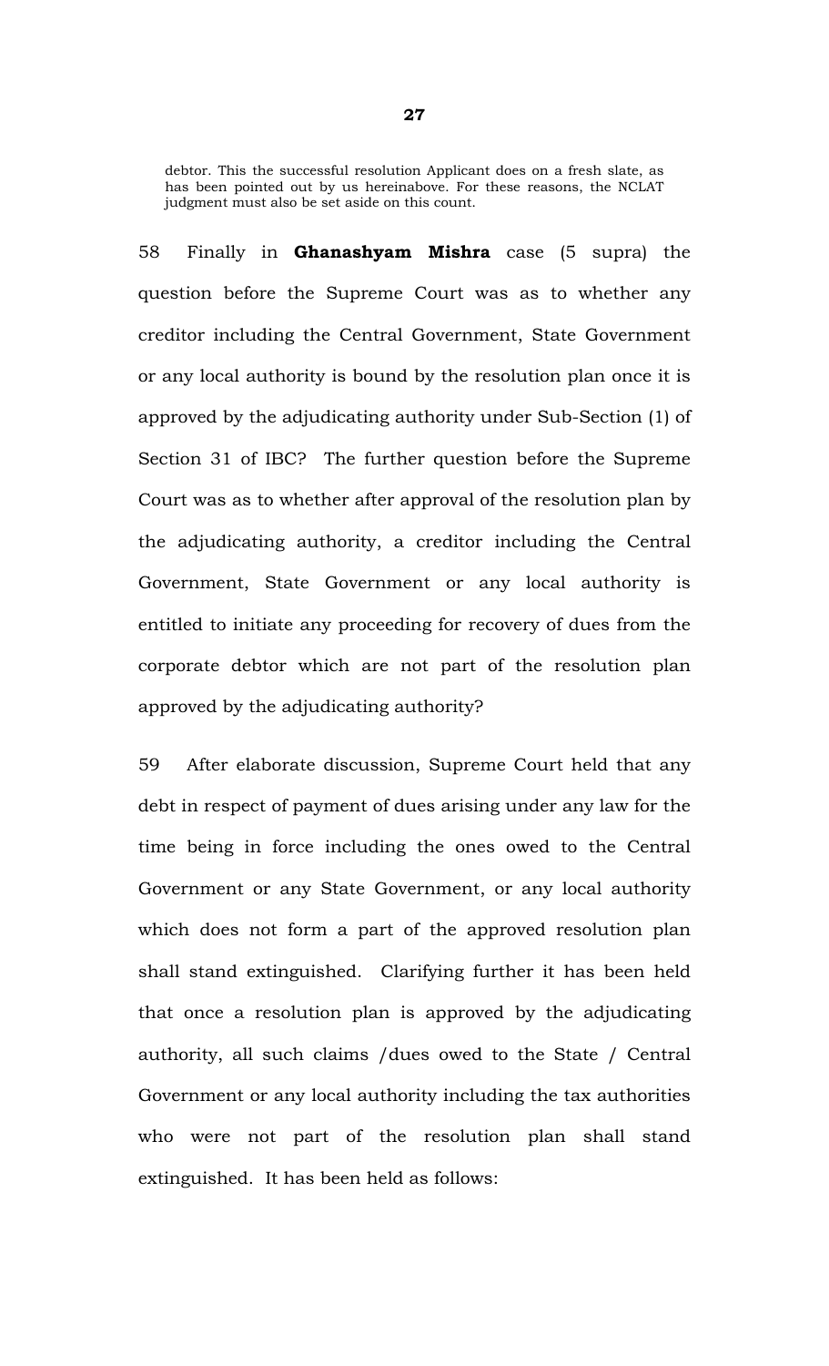> debtor. This the successful resolution Applicant does on a fresh slate, as has been pointed out by us hereinabove. For these reasons, the NCLAT judgment must also be set aside on this count.

58 Finally in **Ghanashyam Mishra** case (5 supra) the question before the Supreme Court was as to whether any creditor including the Central Government, State Government or any local authority is bound by the resolution plan once it is approved by the adjudicating authority under Sub-Section (1) of Section 31 of IBC? The further question before the Supreme Court was as to whether after approval of the resolution plan by the adjudicating authority, a creditor including the Central Government, State Government or any local authority is entitled to initiate any proceeding for recovery of dues from the corporate debtor which are not part of the resolution plan approved by the adjudicating authority?

59 After elaborate discussion, Supreme Court held that any debt in respect of payment of dues arising under any law for the time being in force including the ones owed to the Central Government or any State Government, or any local authority which does not form a part of the approved resolution plan shall stand extinguished. Clarifying further it has been held that once a resolution plan is approved by the adjudicating authority, all such claims /dues owed to the State / Central Government or any local authority including the tax authorities who were not part of the resolution plan shall stand extinguished. It has been held as follows: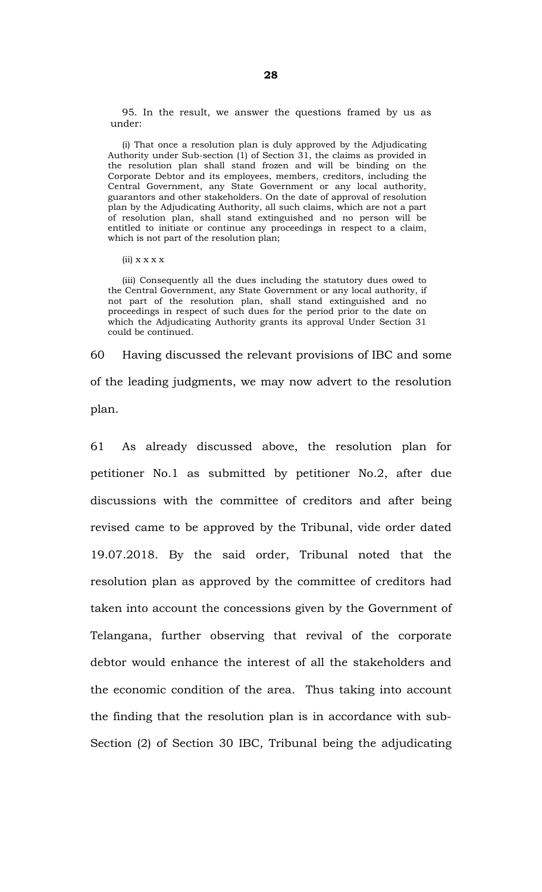95. In the result, we answer the questions framed by us as under:

> (i) That once a resolution plan is duly approved by the Adjudicating Authority under Sub-section (1) of Section 31, the claims as provided in the resolution plan shall stand frozen and will be binding on the Corporate Debtor and its employees, members, creditors, including the Central Government, any State Government or any local authority, guarantors and other stakeholders. On the date of approval of resolution plan by the Adjudicating Authority, all such claims, which are not a part of resolution plan, shall stand extinguished and no person will be entitled to initiate or continue any proceedings in respect to a claim, which is not part of the resolution plan;
>
> (ii) x x x x
>
> (iii) Consequently all the dues including the statutory dues owed to the Central Government, any State Government or any local authority, if not part of the resolution plan, shall stand extinguished and no proceedings in respect of such dues for the period prior to the date on which the Adjudicating Authority grants its approval Under Section 31 could be continued.

60 Having discussed the relevant provisions of IBC and some of the leading judgments, we may now advert to the resolution plan.

61 As already discussed above, the resolution plan for petitioner No.1 as submitted by petitioner No.2, after due discussions with the committee of creditors and after being revised came to be approved by the Tribunal, vide order dated 19.07.2018. By the said order, Tribunal noted that the resolution plan as approved by the committee of creditors had taken into account the concessions given by the Government of Telangana, further observing that revival of the corporate debtor would enhance the interest of all the stakeholders and the economic condition of the area. Thus taking into account the finding that the resolution plan is in accordance with sub-Section (2) of Section 30 IBC, Tribunal being the adjudicating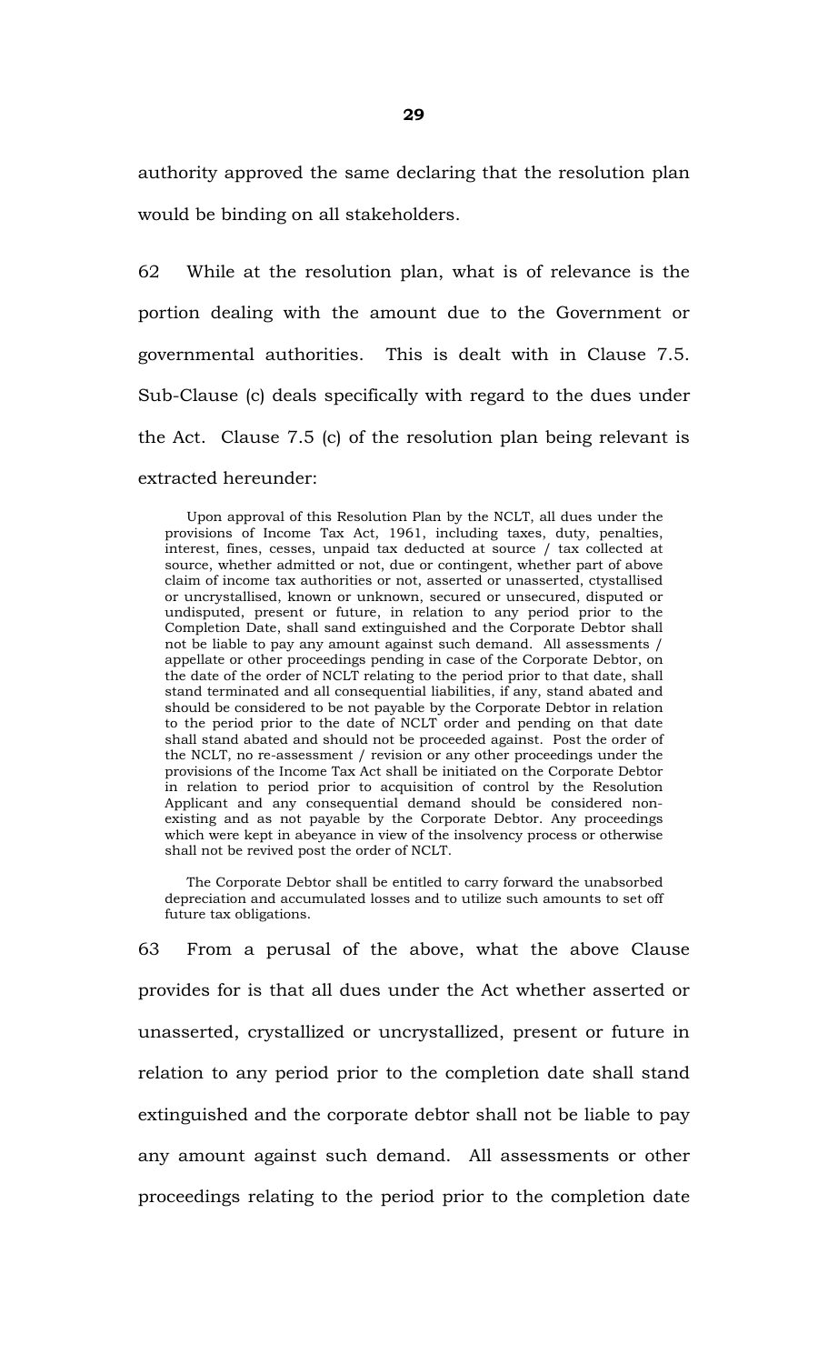authority approved the same declaring that the resolution plan would be binding on all stakeholders.

62 While at the resolution plan, what is of relevance is the portion dealing with the amount due to the Government or governmental authorities. This is dealt with in Clause 7.5. Sub-Clause (c) deals specifically with regard to the dues under the Act. Clause 7.5 (c) of the resolution plan being relevant is extracted hereunder:

> Upon approval of this Resolution Plan by the NCLT, all dues under the provisions of Income Tax Act, 1961, including taxes, duty, penalties, interest, fines, cesses, unpaid tax deducted at source / tax collected at source, whether admitted or not, due or contingent, whether part of above claim of income tax authorities or not, asserted or unasserted, ctystallised or uncrystallised, known or unknown, secured or unsecured, disputed or undisputed, present or future, in relation to any period prior to the Completion Date, shall sand extinguished and the Corporate Debtor shall not be liable to pay any amount against such demand. All assessments / appellate or other proceedings pending in case of the Corporate Debtor, on the date of the order of NCLT relating to the period prior to that date, shall stand terminated and all consequential liabilities, if any, stand abated and should be considered to be not payable by the Corporate Debtor in relation to the period prior to the date of NCLT order and pending on that date shall stand abated and should not be proceeded against. Post the order of the NCLT, no re-assessment / revision or any other proceedings under the provisions of the Income Tax Act shall be initiated on the Corporate Debtor in relation to period prior to acquisition of control by the Resolution Applicant and any consequential demand should be considered non-existing and as not payable by the Corporate Debtor. Any proceedings which were kept in abeyance in view of the insolvency process or otherwise shall not be revived post the order of NCLT.
>
> The Corporate Debtor shall be entitled to carry forward the unabsorbed depreciation and accumulated losses and to utilize such amounts to set off future tax obligations.

63 From a perusal of the above, what the above Clause provides for is that all dues under the Act whether asserted or unasserted, crystallized or uncrystallized, present or future in relation to any period prior to the completion date shall stand extinguished and the corporate debtor shall not be liable to pay any amount against such demand. All assessments or other proceedings relating to the period prior to the completion date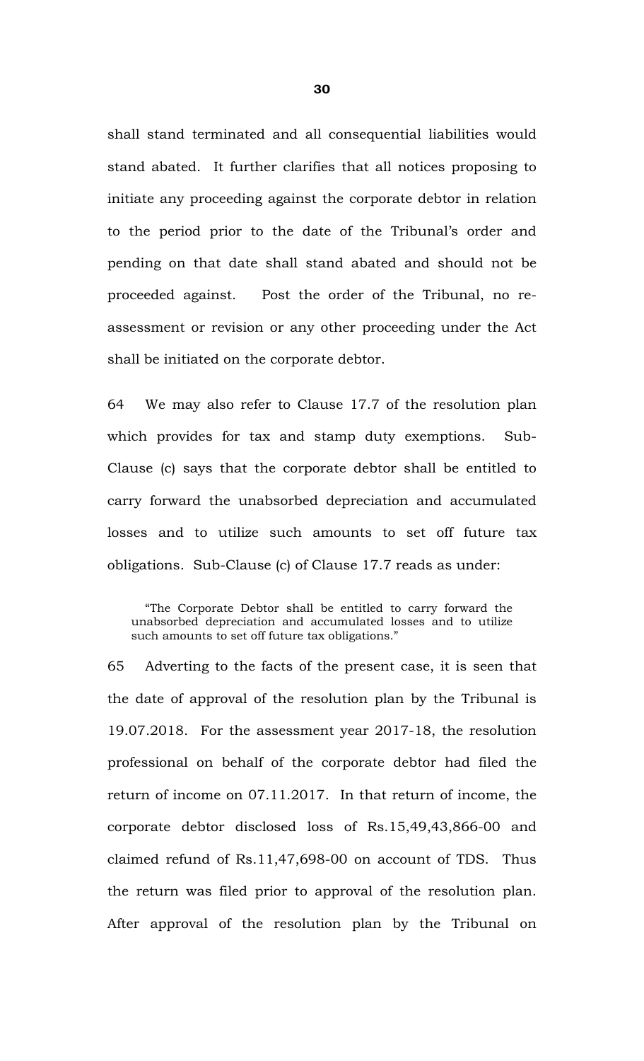shall stand terminated and all consequential liabilities would stand abated. It further clarifies that all notices proposing to initiate any proceeding against the corporate debtor in relation to the period prior to the date of the Tribunal's order and pending on that date shall stand abated and should not be proceeded against. Post the order of the Tribunal, no re-assessment or revision or any other proceeding under the Act shall be initiated on the corporate debtor.

64 We may also refer to Clause 17.7 of the resolution plan which provides for tax and stamp duty exemptions. Sub-Clause (c) says that the corporate debtor shall be entitled to carry forward the unabsorbed depreciation and accumulated losses and to utilize such amounts to set off future tax obligations. Sub-Clause (c) of Clause 17.7 reads as under:

> "The Corporate Debtor shall be entitled to carry forward the unabsorbed depreciation and accumulated losses and to utilize such amounts to set off future tax obligations."

65 Adverting to the facts of the present case, it is seen that the date of approval of the resolution plan by the Tribunal is 19.07.2018. For the assessment year 2017-18, the resolution professional on behalf of the corporate debtor had filed the return of income on 07.11.2017. In that return of income, the corporate debtor disclosed loss of Rs.15,49,43,866-00 and claimed refund of Rs.11,47,698-00 on account of TDS. Thus the return was filed prior to approval of the resolution plan. After approval of the resolution plan by the Tribunal on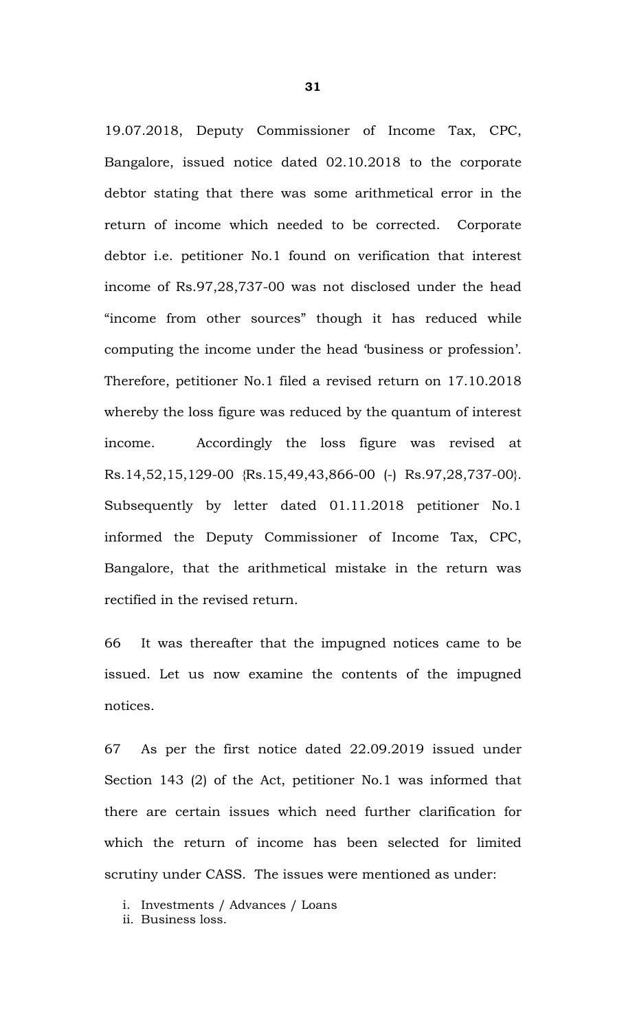19.07.2018, Deputy Commissioner of Income Tax, CPC, Bangalore, issued notice dated 02.10.2018 to the corporate debtor stating that there was some arithmetical error in the return of income which needed to be corrected. Corporate debtor i.e. petitioner No.1 found on verification that interest income of Rs.97,28,737-00 was not disclosed under the head "income from other sources" though it has reduced while computing the income under the head 'business or profession'. Therefore, petitioner No.1 filed a revised return on 17.10.2018 whereby the loss figure was reduced by the quantum of interest income. Accordingly the loss figure was revised at Rs.14,52,15,129-00 {Rs.15,49,43,866-00 (-) Rs.97,28,737-00}. Subsequently by letter dated 01.11.2018 petitioner No.1 informed the Deputy Commissioner of Income Tax, CPC, Bangalore, that the arithmetical mistake in the return was rectified in the revised return.

66 It was thereafter that the impugned notices came to be issued. Let us now examine the contents of the impugned notices.

67 As per the first notice dated 22.09.2019 issued under Section 143 (2) of the Act, petitioner No.1 was informed that there are certain issues which need further clarification for which the return of income has been selected for limited scrutiny under CASS. The issues were mentioned as under:

i. Investments / Advances / Loans
ii. Business loss.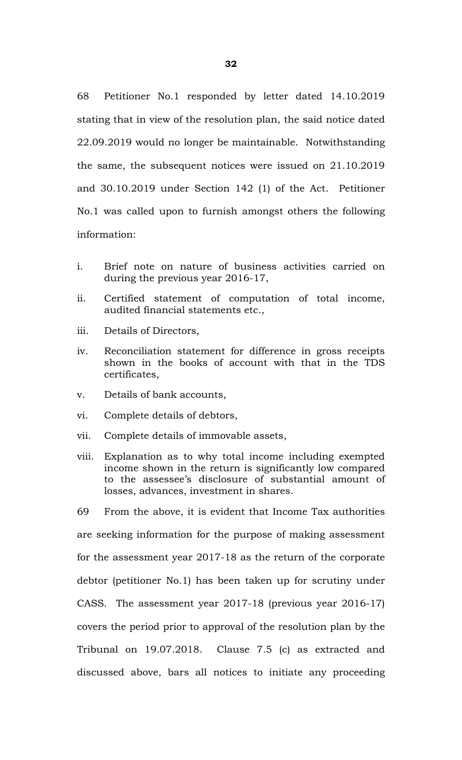68 Petitioner No.1 responded by letter dated 14.10.2019 stating that in view of the resolution plan, the said notice dated 22.09.2019 would no longer be maintainable. Notwithstanding the same, the subsequent notices were issued on 21.10.2019 and 30.10.2019 under Section 142 (1) of the Act. Petitioner No.1 was called upon to furnish amongst others the following information:

i. Brief note on nature of business activities carried on during the previous year 2016-17,

ii. Certified statement of computation of total income, audited financial statements etc.,

iii. Details of Directors,

iv. Reconciliation statement for difference in gross receipts shown in the books of account with that in the TDS certificates,

v. Details of bank accounts,

vi. Complete details of debtors,

vii. Complete details of immovable assets,

viii. Explanation as to why total income including exempted income shown in the return is significantly low compared to the assessee's disclosure of substantial amount of losses, advances, investment in shares.

69 From the above, it is evident that Income Tax authorities are seeking information for the purpose of making assessment for the assessment year 2017-18 as the return of the corporate debtor (petitioner No.1) has been taken up for scrutiny under CASS. The assessment year 2017-18 (previous year 2016-17) covers the period prior to approval of the resolution plan by the Tribunal on 19.07.2018. Clause 7.5 (c) as extracted and discussed above, bars all notices to initiate any proceeding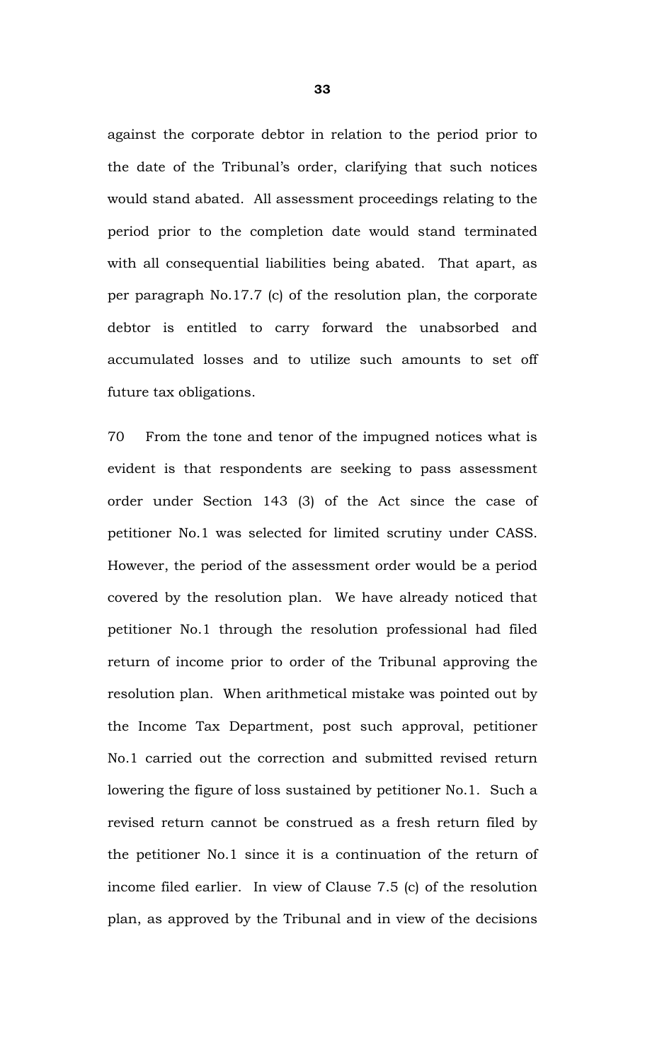against the corporate debtor in relation to the period prior to the date of the Tribunal's order, clarifying that such notices would stand abated. All assessment proceedings relating to the period prior to the completion date would stand terminated with all consequential liabilities being abated. That apart, as per paragraph No.17.7 (c) of the resolution plan, the corporate debtor is entitled to carry forward the unabsorbed and accumulated losses and to utilize such amounts to set off future tax obligations.

70 From the tone and tenor of the impugned notices what is evident is that respondents are seeking to pass assessment order under Section 143 (3) of the Act since the case of petitioner No.1 was selected for limited scrutiny under CASS. However, the period of the assessment order would be a period covered by the resolution plan. We have already noticed that petitioner No.1 through the resolution professional had filed return of income prior to order of the Tribunal approving the resolution plan. When arithmetical mistake was pointed out by the Income Tax Department, post such approval, petitioner No.1 carried out the correction and submitted revised return lowering the figure of loss sustained by petitioner No.1. Such a revised return cannot be construed as a fresh return filed by the petitioner No.1 since it is a continuation of the return of income filed earlier. In view of Clause 7.5 (c) of the resolution plan, as approved by the Tribunal and in view of the decisions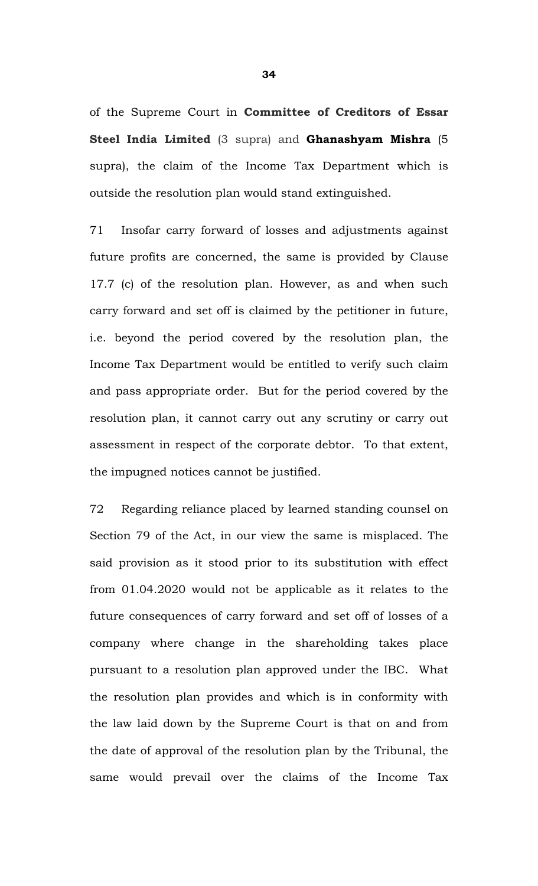of the Supreme Court in **Committee of Creditors of Essar Steel India Limited** (3 supra) and **Ghanashyam Mishra** (5 supra), the claim of the Income Tax Department which is outside the resolution plan would stand extinguished.

71 Insofar carry forward of losses and adjustments against future profits are concerned, the same is provided by Clause 17.7 (c) of the resolution plan. However, as and when such carry forward and set off is claimed by the petitioner in future, i.e. beyond the period covered by the resolution plan, the Income Tax Department would be entitled to verify such claim and pass appropriate order. But for the period covered by the resolution plan, it cannot carry out any scrutiny or carry out assessment in respect of the corporate debtor. To that extent, the impugned notices cannot be justified.

72 Regarding reliance placed by learned standing counsel on Section 79 of the Act, in our view the same is misplaced. The said provision as it stood prior to its substitution with effect from 01.04.2020 would not be applicable as it relates to the future consequences of carry forward and set off of losses of a company where change in the shareholding takes place pursuant to a resolution plan approved under the IBC. What the resolution plan provides and which is in conformity with the law laid down by the Supreme Court is that on and from the date of approval of the resolution plan by the Tribunal, the same would prevail over the claims of the Income Tax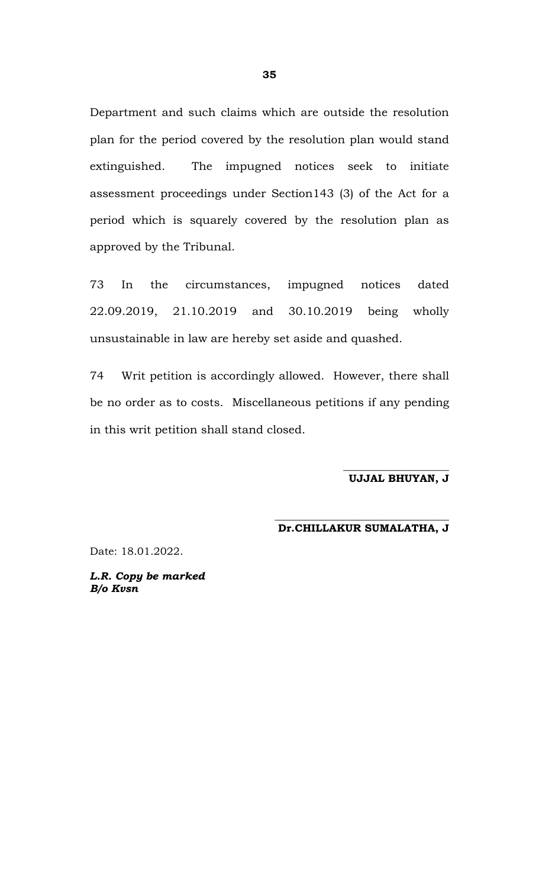Department and such claims which are outside the resolution plan for the period covered by the resolution plan would stand extinguished. The impugned notices seek to initiate assessment proceedings under Section143 (3) of the Act for a period which is squarely covered by the resolution plan as approved by the Tribunal.

73 In the circumstances, impugned notices dated 22.09.2019, 21.10.2019 and 30.10.2019 being wholly unsustainable in law are hereby set aside and quashed.

74 Writ petition is accordingly allowed. However, there shall be no order as to costs. Miscellaneous petitions if any pending in this writ petition shall stand closed.

**UJJAL BHUYAN, J**

**Dr.CHILLAKUR SUMALATHA, J**

Date: 18.01.2022.

***L.R. Copy be marked***
***B/o Kvsn***